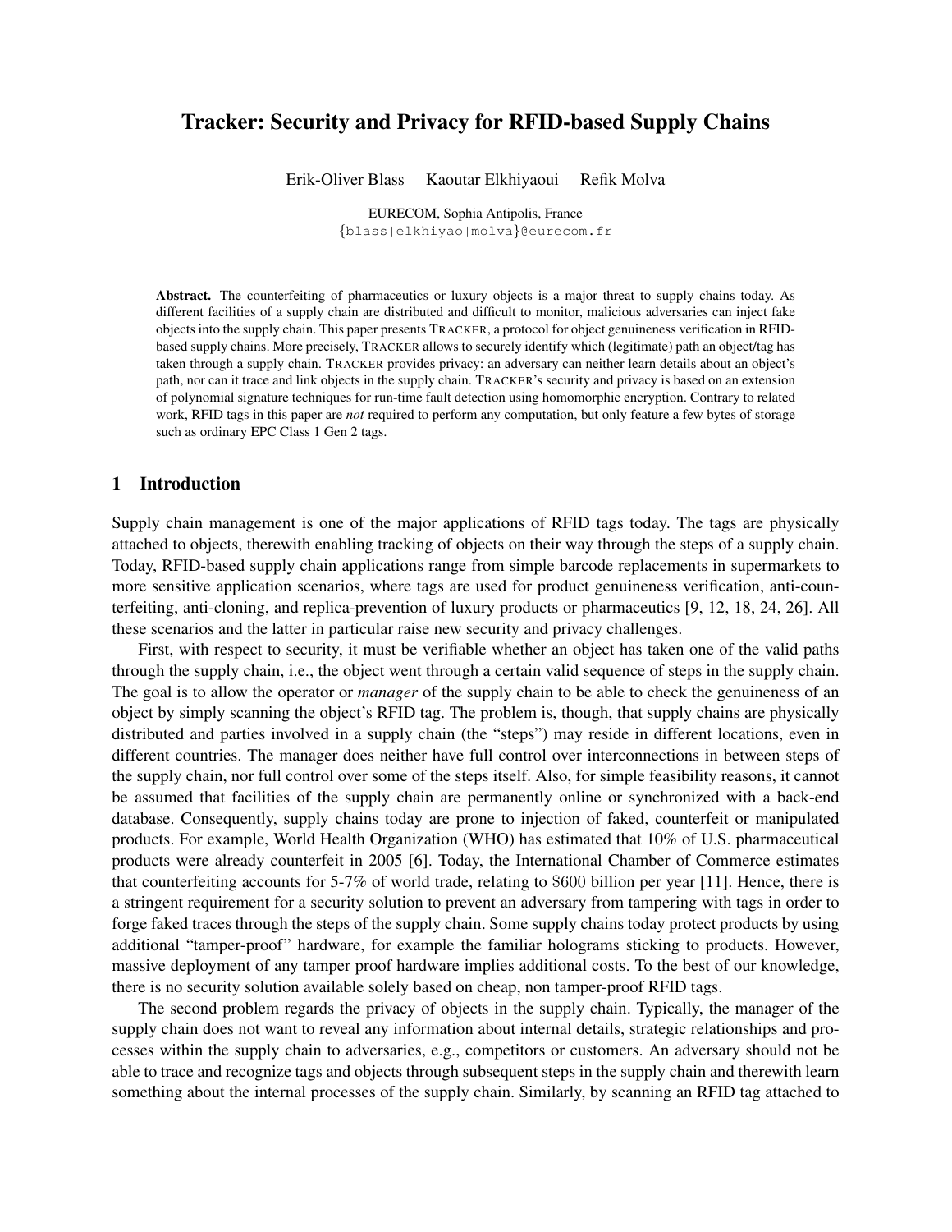# Tracker: Security and Privacy for RFID-based Supply Chains

Erik-Oliver Blass Kaoutar Elkhiyaoui Refik Molva

EURECOM, Sophia Antipolis, France
{blass|elkhiyao|molva}@eurecom.fr

**Abstract.** The counterfeiting of pharmaceutics or luxury objects is a major threat to supply chains today. As different facilities of a supply chain are distributed and difficult to monitor, malicious adversaries can inject fake objects into the supply chain. This paper presents TRACKER, a protocol for object genuineness verification in RFID-based supply chains. More precisely, TRACKER allows to securely identify which (legitimate) path an object/tag has taken through a supply chain. TRACKER provides privacy: an adversary can neither learn details about an object's path, nor can it trace and link objects in the supply chain. TRACKER's security and privacy is based on an extension of polynomial signature techniques for run-time fault detection using homomorphic encryption. Contrary to related work, RFID tags in this paper are *not* required to perform any computation, but only feature a few bytes of storage such as ordinary EPC Class 1 Gen 2 tags.

## 1 Introduction

Supply chain management is one of the major applications of RFID tags today. The tags are physically attached to objects, therewith enabling tracking of objects on their way through the steps of a supply chain. Today, RFID-based supply chain applications range from simple barcode replacements in supermarkets to more sensitive application scenarios, where tags are used for product genuineness verification, anti-counterfeiting, anti-cloning, and replica-prevention of luxury products or pharmaceutics [9, 12, 18, 24, 26]. All these scenarios and the latter in particular raise new security and privacy challenges.

First, with respect to security, it must be verifiable whether an object has taken one of the valid paths through the supply chain, i.e., the object went through a certain valid sequence of steps in the supply chain. The goal is to allow the operator or *manager* of the supply chain to be able to check the genuineness of an object by simply scanning the object's RFID tag. The problem is, though, that supply chains are physically distributed and parties involved in a supply chain (the "steps") may reside in different locations, even in different countries. The manager does neither have full control over interconnections in between steps of the supply chain, nor full control over some of the steps itself. Also, for simple feasibility reasons, it cannot be assumed that facilities of the supply chain are permanently online or synchronized with a back-end database. Consequently, supply chains today are prone to injection of faked, counterfeit or manipulated products. For example, World Health Organization (WHO) has estimated that 10% of U.S. pharmaceutical products were already counterfeit in 2005 [6]. Today, the International Chamber of Commerce estimates that counterfeiting accounts for 5-7% of world trade, relating to $600 billion per year [11]. Hence, there is a stringent requirement for a security solution to prevent an adversary from tampering with tags in order to forge faked traces through the steps of the supply chain. Some supply chains today protect products by using additional "tamper-proof" hardware, for example the familiar holograms sticking to products. However, massive deployment of any tamper proof hardware implies additional costs. To the best of our knowledge, there is no security solution available solely based on cheap, non tamper-proof RFID tags.

The second problem regards the privacy of objects in the supply chain. Typically, the manager of the supply chain does not want to reveal any information about internal details, strategic relationships and processes within the supply chain to adversaries, e.g., competitors or customers. An adversary should not be able to trace and recognize tags and objects through subsequent steps in the supply chain and therewith learn something about the internal processes of the supply chain. Similarly, by scanning an RFID tag attached to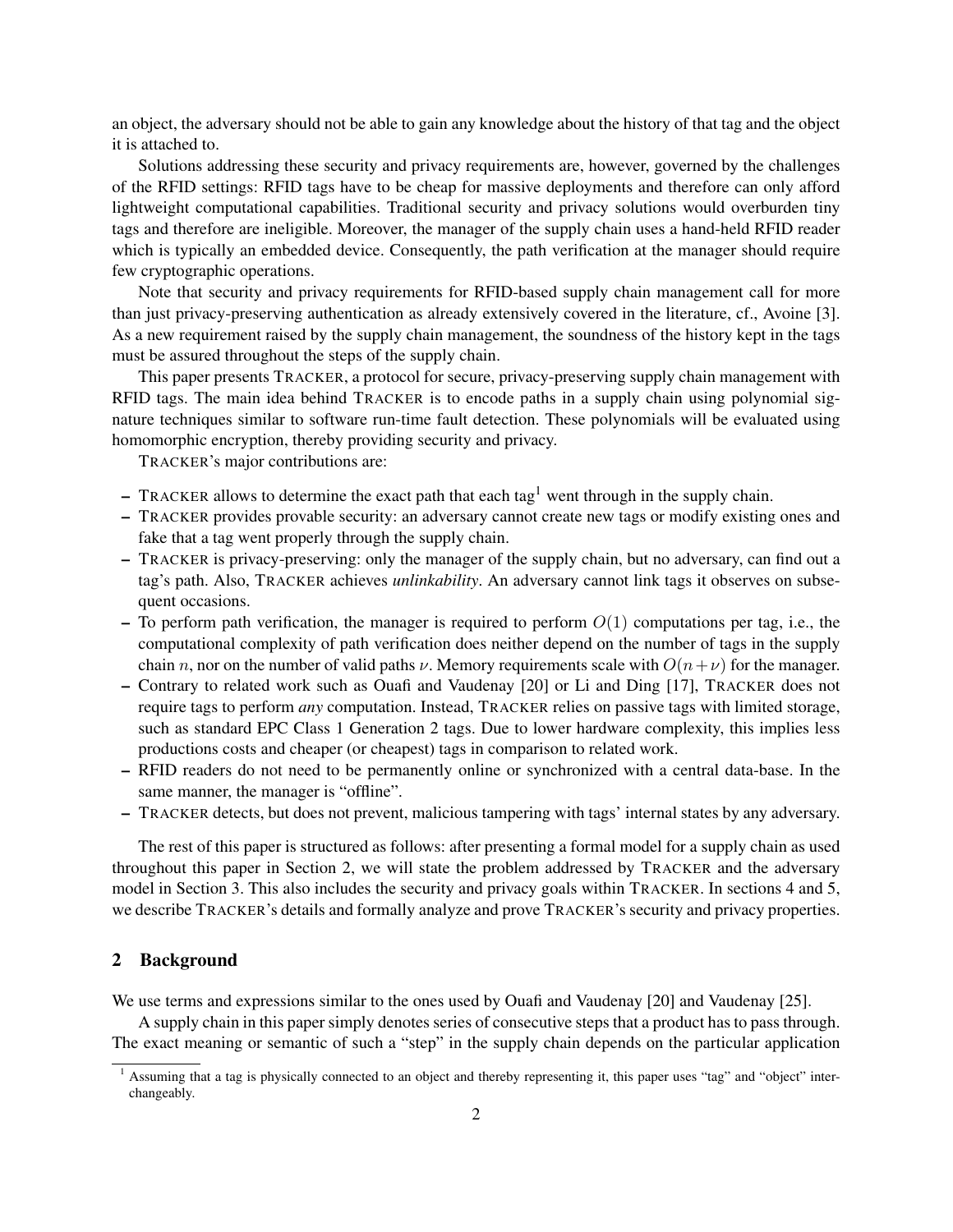an object, the adversary should not be able to gain any knowledge about the history of that tag and the object it is attached to.

Solutions addressing these security and privacy requirements are, however, governed by the challenges of the RFID settings: RFID tags have to be cheap for massive deployments and therefore can only afford lightweight computational capabilities. Traditional security and privacy solutions would overburden tiny tags and therefore are ineligible. Moreover, the manager of the supply chain uses a hand-held RFID reader which is typically an embedded device. Consequently, the path verification at the manager should require few cryptographic operations.

Note that security and privacy requirements for RFID-based supply chain management call for more than just privacy-preserving authentication as already extensively covered in the literature, cf., Avoine [3]. As a new requirement raised by the supply chain management, the soundness of the history kept in the tags must be assured throughout the steps of the supply chain.

This paper presents TRACKER, a protocol for secure, privacy-preserving supply chain management with RFID tags. The main idea behind TRACKER is to encode paths in a supply chain using polynomial signature techniques similar to software run-time fault detection. These polynomials will be evaluated using homomorphic encryption, thereby providing security and privacy.

TRACKER's major contributions are:

- TRACKER allows to determine the exact path that each tag[1] went through in the supply chain.
- TRACKER provides provable security: an adversary cannot create new tags or modify existing ones and fake that a tag went properly through the supply chain.
- TRACKER is privacy-preserving: only the manager of the supply chain, but no adversary, can find out a tag's path. Also, TRACKER achieves *unlinkability*. An adversary cannot link tags it observes on subsequent occasions.
- To perform path verification, the manager is required to perform $O(1)$ computations per tag, i.e., the computational complexity of path verification does neither depend on the number of tags in the supply chain $n$, nor on the number of valid paths $\nu$. Memory requirements scale with $O(n+\nu)$ for the manager.
- Contrary to related work such as Ouafi and Vaudenay [20] or Li and Ding [17], TRACKER does not require tags to perform *any* computation. Instead, TRACKER relies on passive tags with limited storage, such as standard EPC Class 1 Generation 2 tags. Due to lower hardware complexity, this implies less productions costs and cheaper (or cheapest) tags in comparison to related work.
- RFID readers do not need to be permanently online or synchronized with a central data-base. In the same manner, the manager is "offline".
- TRACKER detects, but does not prevent, malicious tampering with tags' internal states by any adversary.

The rest of this paper is structured as follows: after presenting a formal model for a supply chain as used throughout this paper in Section 2, we will state the problem addressed by TRACKER and the adversary model in Section 3. This also includes the security and privacy goals within TRACKER. In sections 4 and 5, we describe TRACKER's details and formally analyze and prove TRACKER's security and privacy properties.

## 2 Background

We use terms and expressions similar to the ones used by Ouafi and Vaudenay [20] and Vaudenay [25].

A supply chain in this paper simply denotes series of consecutive steps that a product has to pass through. The exact meaning or semantic of such a "step" in the supply chain depends on the particular application

[1] Assuming that a tag is physically connected to an object and thereby representing it, this paper uses "tag" and "object" interchangeably.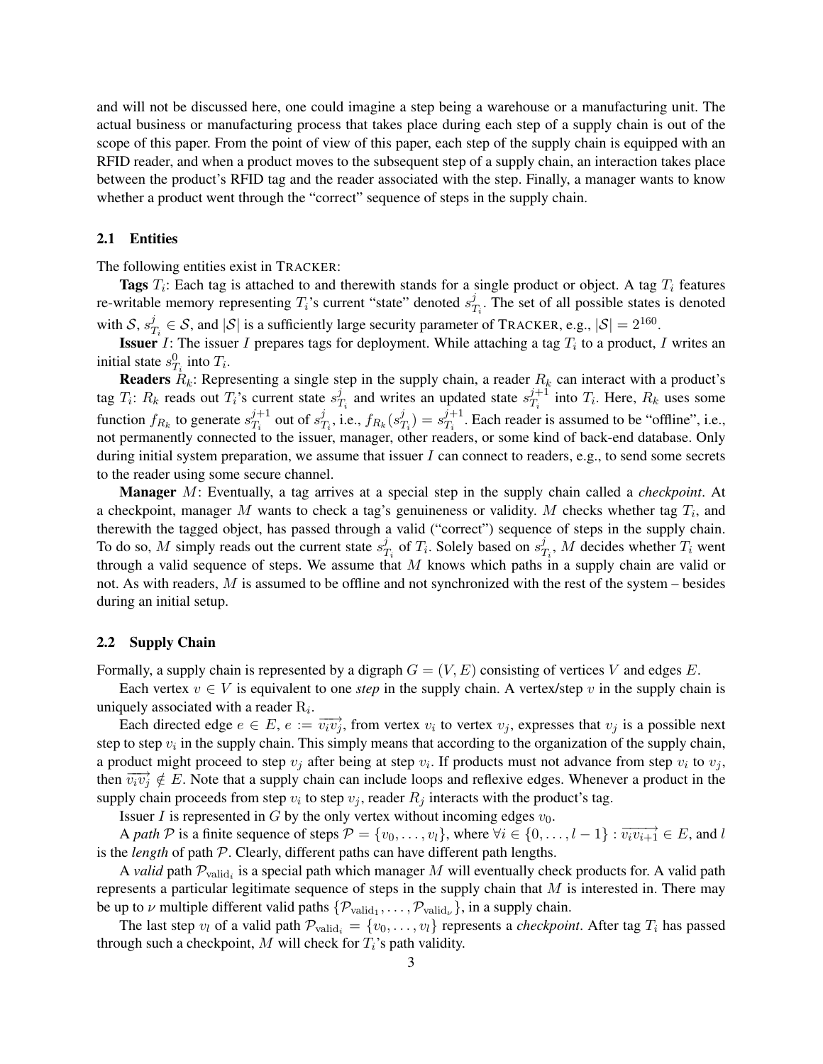and will not be discussed here, one could imagine a step being a warehouse or a manufacturing unit. The actual business or manufacturing process that takes place during each step of a supply chain is out of the scope of this paper. From the point of view of this paper, each step of the supply chain is equipped with an RFID reader, and when a product moves to the subsequent step of a supply chain, an interaction takes place between the product's RFID tag and the reader associated with the step. Finally, a manager wants to know whether a product went through the "correct" sequence of steps in the supply chain.

### 2.1 Entities

The following entities exist in TRACKER:

**Tags** $T_i$: Each tag is attached to and therewith stands for a single product or object. A tag $T_i$ features re-writable memory representing $T_i$'s current "state" denoted $s^j_{T_i}$. The set of all possible states is denoted with $\mathcal{S}$, $s^j_{T_i} \in \mathcal{S}$, and $|\mathcal{S}|$ is a sufficiently large security parameter of TRACKER, e.g., $|\mathcal{S}| = 2^{160}$.

**Issuer** $I$: The issuer $I$ prepares tags for deployment. While attaching a tag $T_i$ to a product, $I$ writes an initial state $s^0_{T_i}$ into $T_i$.

**Readers** $R_k$: Representing a single step in the supply chain, a reader $R_k$ can interact with a product's tag $T_i$: $R_k$ reads out $T_i$'s current state $s^j_{T_i}$ and writes an updated state $s^{j+1}_{T_i}$ into $T_i$. Here, $R_k$ uses some function $f_{R_k}$ to generate $s^{j+1}_{T_i}$ out of $s^j_{T_i}$, i.e., $f_{R_k}(s^j_{T_i}) = s^{j+1}_{T_i}$. Each reader is assumed to be "offline", i.e., not permanently connected to the issuer, manager, other readers, or some kind of back-end database. Only during initial system preparation, we assume that issuer $I$ can connect to readers, e.g., to send some secrets to the reader using some secure channel.

**Manager** $M$: Eventually, a tag arrives at a special step in the supply chain called a *checkpoint*. At a checkpoint, manager $M$ wants to check a tag's genuineness or validity. $M$ checks whether tag $T_i$, and therewith the tagged object, has passed through a valid ("correct") sequence of steps in the supply chain. To do so, $M$ simply reads out the current state $s^j_{T_i}$ of $T_i$. Solely based on $s^j_{T_i}$, $M$ decides whether $T_i$ went through a valid sequence of steps. We assume that $M$ knows which paths in a supply chain are valid or not. As with readers, $M$ is assumed to be offline and not synchronized with the rest of the system – besides during an initial setup.

### 2.2 Supply Chain

Formally, a supply chain is represented by a digraph $G = (V, E)$ consisting of vertices $V$ and edges $E$.

Each vertex $v \in V$ is equivalent to one ***step*** in the supply chain. A vertex/step $v$ in the supply chain is uniquely associated with a reader $\mathrm{R}_i$.

Each directed edge $e \in E$, $e := \overrightarrow{v_i v_j}$, from vertex $v_i$ to vertex $v_j$, expresses that $v_j$ is a possible next step to step $v_i$ in the supply chain. This simply means that according to the organization of the supply chain, a product might proceed to step $v_j$ after being at step $v_i$. If products must not advance from step $v_i$ to $v_j$, then $\overrightarrow{v_i v_j} \notin E$. Note that a supply chain can include loops and reflexive edges. Whenever a product in the supply chain proceeds from step $v_i$ to step $v_j$, reader $R_j$ interacts with the product's tag.

Issuer $I$ is represented in $G$ by the only vertex without incoming edges $v_0$.

A *path* $\mathcal{P}$ is a finite sequence of steps $\mathcal{P} = \{v_0, \ldots, v_l\}$, where $\forall i \in \{0, \ldots, l-1\} : \overrightarrow{v_i v_{i+1}} \in E$, and $l$ is the *length* of path $\mathcal{P}$. Clearly, different paths can have different path lengths.

A *valid* path $\mathcal{P}_{\text{valid}_i}$ is a special path which manager $M$ will eventually check products for. A valid path represents a particular legitimate sequence of steps in the supply chain that $M$ is interested in. There may be up to $\nu$ multiple different valid paths $\{\mathcal{P}_{\text{valid}_1}, \ldots, \mathcal{P}_{\text{valid}_\nu}\}$, in a supply chain.

The last step $v_l$ of a valid path $\mathcal{P}_{\text{valid}_i} = \{v_0, \ldots, v_l\}$ represents a *checkpoint*. After tag $T_i$ has passed through such a checkpoint, $M$ will check for $T_i$'s path validity.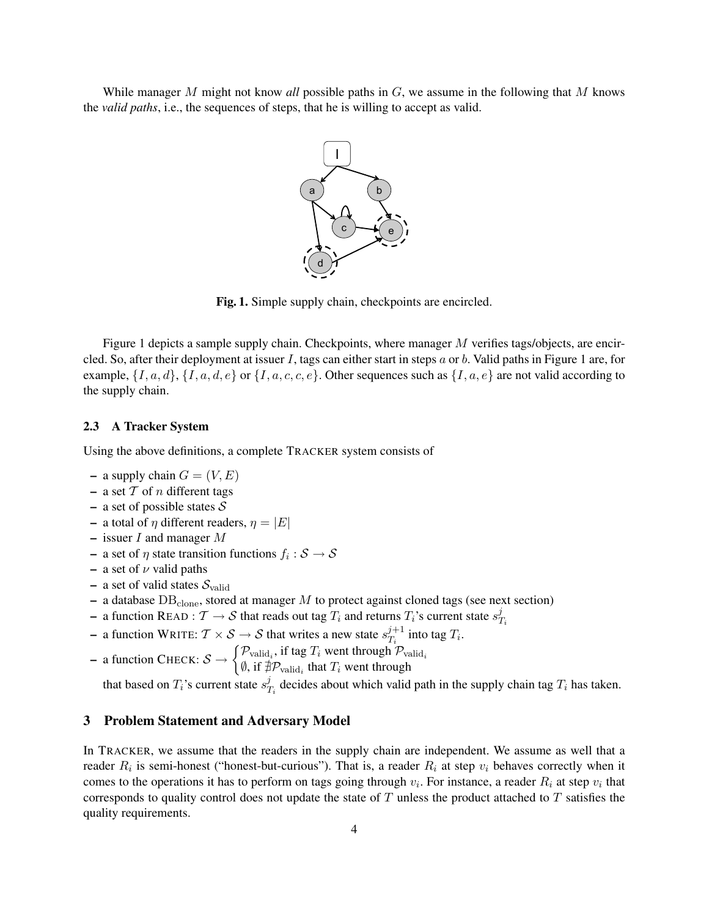While manager $M$ might not know *all* possible paths in $G$, we assume in the following that $M$ knows the *valid paths*, i.e., the sequences of steps, that he is willing to accept as valid.

**Fig. 1.** Simple supply chain, checkpoints are encircled.

Figure 1 depicts a sample supply chain. Checkpoints, where manager $M$ verifies tags/objects, are encircled. So, after their deployment at issuer $I$, tags can either start in steps $a$ or $b$. Valid paths in Figure 1 are, for example, $\{I, a, d\}$, $\{I, a, d, e\}$ or $\{I, a, c, c, e\}$. Other sequences such as $\{I, a, e\}$ are not valid according to the supply chain.

### 2.3 A Tracker System

Using the above definitions, a complete TRACKER system consists of

- a supply chain $G = (V, E)$
- a set $\mathcal{T}$ of $n$ different tags
- a set of possible states $\mathcal{S}$
- a total of $\eta$ different readers, $\eta = |E|$
- issuer $I$ and manager $M$
- a set of $\eta$ state transition functions $f_i : \mathcal{S} \rightarrow \mathcal{S}$
- a set of $\nu$ valid paths
- a set of valid states $\mathcal{S}_{\text{valid}}$
- a database $\text{DB}_{\text{clone}}$, stored at manager $M$ to protect against cloned tags (see next section)
- a function READ : $\mathcal{T} \rightarrow \mathcal{S}$ that reads out tag $T_i$ and returns $T_i$'s current state $s^j_{T_i}$
- a function WRITE: $\mathcal{T} \times \mathcal{S} \rightarrow \mathcal{S}$ that writes a new state $s^{j+1}_{T_i}$ into tag $T_i$.
- a function CHECK: $\mathcal{S} \rightarrow \begin{cases} \mathcal{P}_{\text{valid}_i}, \text{ if tag } T_i \text{ went through } \mathcal{P}_{\text{valid}_i} \\ \emptyset, \text{ if } \nexists \mathcal{P}_{\text{valid}_i} \text{ that } T_i \text{ went through} \end{cases}$

  that based on $T_i$'s current state $s^j_{T_i}$ decides about which valid path in the supply chain tag $T_i$ has taken.

## 3 Problem Statement and Adversary Model

In TRACKER, we assume that the readers in the supply chain are independent. We assume as well that a reader $R_i$ is semi-honest ("honest-but-curious"). That is, a reader $R_i$ at step $v_i$ behaves correctly when it comes to the operations it has to perform on tags going through $v_i$. For instance, a reader $R_i$ at step $v_i$ that corresponds to quality control does not update the state of $T$ unless the product attached to $T$ satisfies the quality requirements.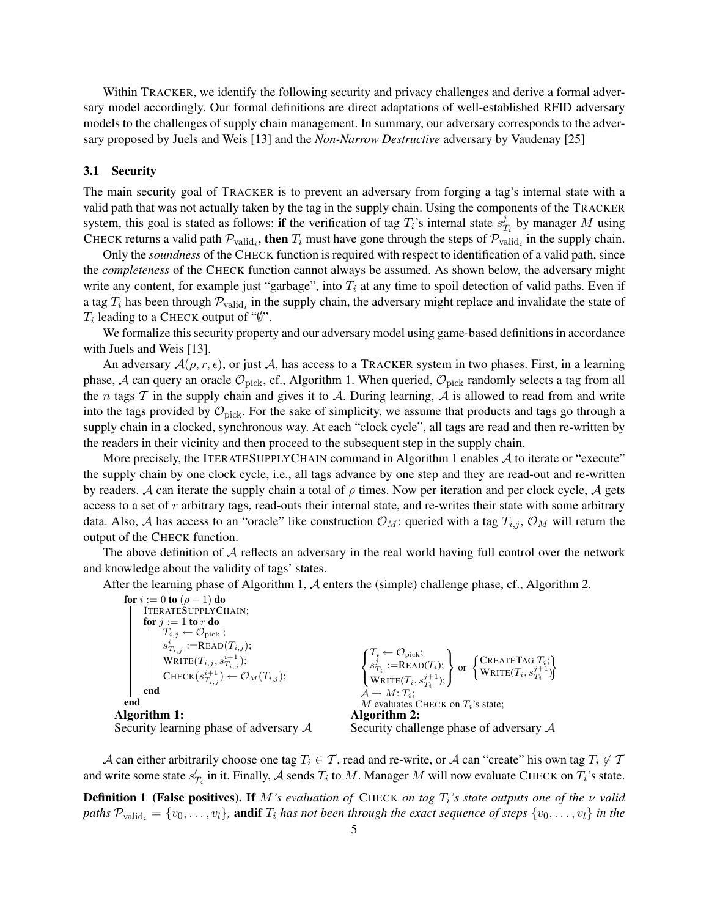Within TRACKER, we identify the following security and privacy challenges and derive a formal adversary model accordingly. Our formal definitions are direct adaptations of well-established RFID adversary models to the challenges of supply chain management. In summary, our adversary corresponds to the adversary proposed by Juels and Weis [13] and the *Non-Narrow Destructive* adversary by Vaudenay [25]

### 3.1 Security

The main security goal of TRACKER is to prevent an adversary from forging a tag's internal state with a valid path that was not actually taken by the tag in the supply chain. Using the components of the TRACKER system, this goal is stated as follows: **if** the verification of tag $T_i$'s internal state $s^j_{T_i}$ by manager $M$ using CHECK returns a valid path $\mathcal{P}_{\text{valid}_i}$, **then** $T_i$ must have gone through the steps of $\mathcal{P}_{\text{valid}_i}$ in the supply chain.

Only the *soundness* of the CHECK function is required with respect to identification of a valid path, since the *completeness* of the CHECK function cannot always be assumed. As shown below, the adversary might write any content, for example just "garbage", into $T_i$ at any time to spoil detection of valid paths. Even if a tag $T_i$ has been through $\mathcal{P}_{\text{valid}_i}$ in the supply chain, the adversary might replace and invalidate the state of $T_i$ leading to a CHECK output of "$\emptyset$".

We formalize this security property and our adversary model using game-based definitions in accordance with Juels and Weis [13].

An adversary $\mathcal{A}(\rho, r, \epsilon)$, or just $\mathcal{A}$, has access to a TRACKER system in two phases. First, in a learning phase, $\mathcal{A}$ can query an oracle $\mathcal{O}_{\text{pick}}$, cf., Algorithm 1. When queried, $\mathcal{O}_{\text{pick}}$ randomly selects a tag from all the $n$ tags $\mathcal{T}$ in the supply chain and gives it to $\mathcal{A}$. During learning, $\mathcal{A}$ is allowed to read from and write into the tags provided by $\mathcal{O}_{\text{pick}}$. For the sake of simplicity, we assume that products and tags go through a supply chain in a clocked, synchronous way. At each "clock cycle", all tags are read and then re-written by the readers in their vicinity and then proceed to the subsequent step in the supply chain.

More precisely, the ITERATESUPPLYCHAIN command in Algorithm 1 enables $\mathcal{A}$ to iterate or "execute" the supply chain by one clock cycle, i.e., all tags advance by one step and they are read-out and re-written by readers. $\mathcal{A}$ can iterate the supply chain a total of $\rho$ times. Now per iteration and per clock cycle, $\mathcal{A}$ gets access to a set of $r$ arbitrary tags, read-outs their internal state, and re-writes their state with some arbitrary data. Also, $\mathcal{A}$ has access to an "oracle" like construction $\mathcal{O}_M$: queried with a tag $T_{i,j}$, $\mathcal{O}_M$ will return the output of the CHECK function.

The above definition of $\mathcal{A}$ reflects an adversary in the real world having full control over the network and knowledge about the validity of tags' states.

After the learning phase of Algorithm 1, $\mathcal{A}$ enters the (simple) challenge phase, cf., Algorithm 2.

```
for i := 0 to (ρ − 1) do
    ITERATESUPPLYCHAIN;
    for j := 1 to r do
        T_{i,j} ← O_pick ;
        s^i_{T_{i,j}} := READ(T_{i,j});
        WRITE(T_{i,j}, s^{i+1}_{T_{i,j}});
        CHECK(s^{i+1}_{T_{i,j}}) ← O_M(T_{i,j});
    end
end
```

**Algorithm 1:** Security learning phase of adversary $\mathcal{A}$

$$\begin{Bmatrix} T_i \leftarrow \mathcal{O}_{\text{pick}}; \\ s^j_{T_i} := \text{READ}(T_i); \\ \text{WRITE}(T_i, s^{j+1}_{T_i}); \end{Bmatrix} \text{ or } \begin{Bmatrix} \text{CREATETAG } T_i; \\ \text{WRITE}(T_i, s^{j+1}_{T_i}) \end{Bmatrix}$$

$\mathcal{A} \rightarrow M$: $T_i$;
$M$ evaluates CHECK on $T_i$'s state;

**Algorithm 2:** Security challenge phase of adversary $\mathcal{A}$

$\mathcal{A}$ can either arbitrarily choose one tag $T_i \in \mathcal{T}$, read and re-write, or $\mathcal{A}$ can "create" his own tag $T_i \notin \mathcal{T}$ and write some state $s'_{T_i}$ in it. Finally, $\mathcal{A}$ sends $T_i$ to $M$. Manager $M$ will now evaluate CHECK on $T_i$'s state.

**Definition 1 (False positives).** *If $M$'s evaluation of* CHECK *on tag $T_i$'s state outputs one of the $\nu$ valid paths $\mathcal{P}_{\text{valid}_i} = \{v_0, \ldots, v_l\}$,* **andif** *$T_i$ has not been through the exact sequence of steps $\{v_0, \ldots, v_l\}$ in the*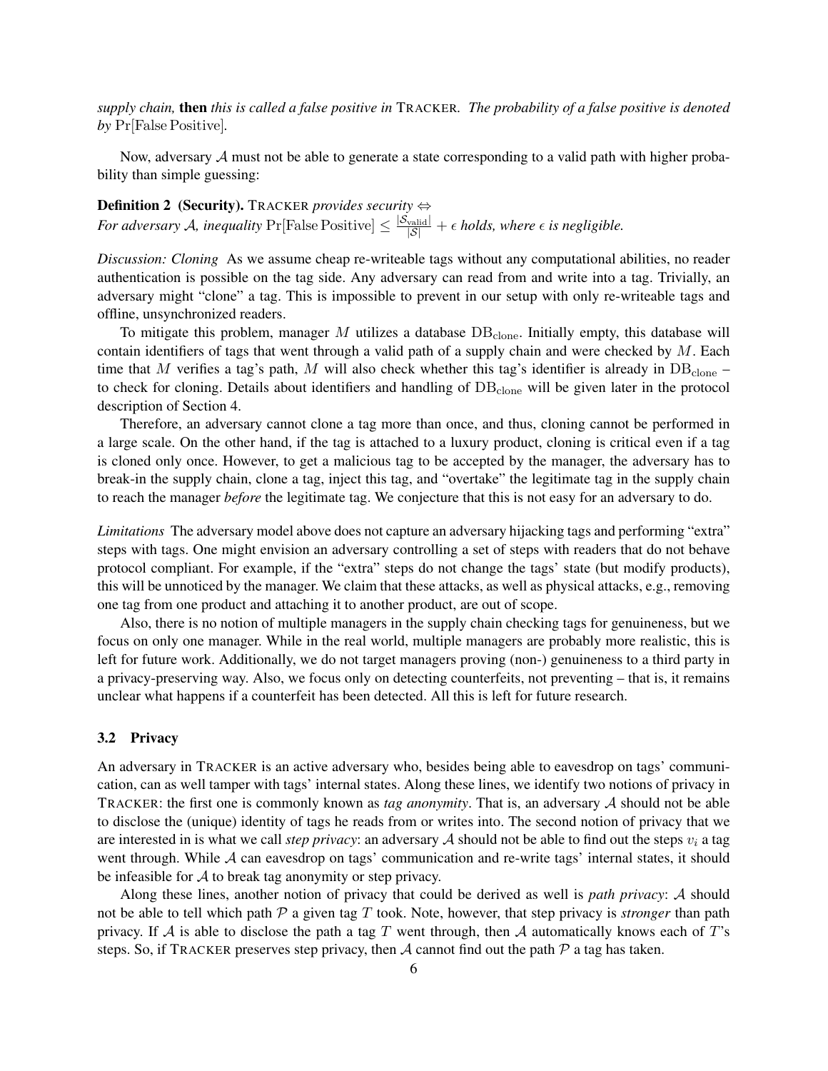*supply chain,* **then** *this is called a false positive in* TRACKER*. The probability of a false positive is denoted by* $\Pr[\text{False Positive}]$.

Now, adversary $\mathcal{A}$ must not be able to generate a state corresponding to a valid path with higher probability than simple guessing:

**Definition 2 (Security).** TRACKER *provides security* $\Leftrightarrow$
*For adversary* $\mathcal{A}$*, inequality* $\Pr[\text{False Positive}] \leq \frac{|\mathcal{S}_{\text{valid}}|}{|\mathcal{S}|} + \epsilon$ *holds, where* $\epsilon$ *is negligible.*

*Discussion: Cloning* As we assume cheap re-writeable tags without any computational abilities, no reader authentication is possible on the tag side. Any adversary can read from and write into a tag. Trivially, an adversary might "clone" a tag. This is impossible to prevent in our setup with only re-writeable tags and offline, unsynchronized readers.

To mitigate this problem, manager $M$ utilizes a database $\text{DB}_{\text{clone}}$. Initially empty, this database will contain identifiers of tags that went through a valid path of a supply chain and were checked by $M$. Each time that $M$ verifies a tag's path, $M$ will also check whether this tag's identifier is already in $\text{DB}_{\text{clone}}$ – to check for cloning. Details about identifiers and handling of $\text{DB}_{\text{clone}}$ will be given later in the protocol description of Section 4.

Therefore, an adversary cannot clone a tag more than once, and thus, cloning cannot be performed in a large scale. On the other hand, if the tag is attached to a luxury product, cloning is critical even if a tag is cloned only once. However, to get a malicious tag to be accepted by the manager, the adversary has to break-in the supply chain, clone a tag, inject this tag, and "overtake" the legitimate tag in the supply chain to reach the manager *before* the legitimate tag. We conjecture that this is not easy for an adversary to do.

*Limitations* The adversary model above does not capture an adversary hijacking tags and performing "extra" steps with tags. One might envision an adversary controlling a set of steps with readers that do not behave protocol compliant. For example, if the "extra" steps do not change the tags' state (but modify products), this will be unnoticed by the manager. We claim that these attacks, as well as physical attacks, e.g., removing one tag from one product and attaching it to another product, are out of scope.

Also, there is no notion of multiple managers in the supply chain checking tags for genuineness, but we focus on only one manager. While in the real world, multiple managers are probably more realistic, this is left for future work. Additionally, we do not target managers proving (non-) genuineness to a third party in a privacy-preserving way. Also, we focus only on detecting counterfeits, not preventing – that is, it remains unclear what happens if a counterfeit has been detected. All this is left for future research.

### 3.2 Privacy

An adversary in TRACKER is an active adversary who, besides being able to eavesdrop on tags' communication, can as well tamper with tags' internal states. Along these lines, we identify two notions of privacy in TRACKER: the first one is commonly known as *tag anonymity*. That is, an adversary $\mathcal{A}$ should not be able to disclose the (unique) identity of tags he reads from or writes into. The second notion of privacy that we are interested in is what we call *step privacy*: an adversary $\mathcal{A}$ should not be able to find out the steps $v_i$ a tag went through. While $\mathcal{A}$ can eavesdrop on tags' communication and re-write tags' internal states, it should be infeasible for $\mathcal{A}$ to break tag anonymity or step privacy.

Along these lines, another notion of privacy that could be derived as well is *path privacy*: $\mathcal{A}$ should not be able to tell which path $\mathcal{P}$ a given tag $T$ took. Note, however, that step privacy is *stronger* than path privacy. If $\mathcal{A}$ is able to disclose the path a tag $T$ went through, then $\mathcal{A}$ automatically knows each of $T$'s steps. So, if TRACKER preserves step privacy, then $\mathcal{A}$ cannot find out the path $\mathcal{P}$ a tag has taken.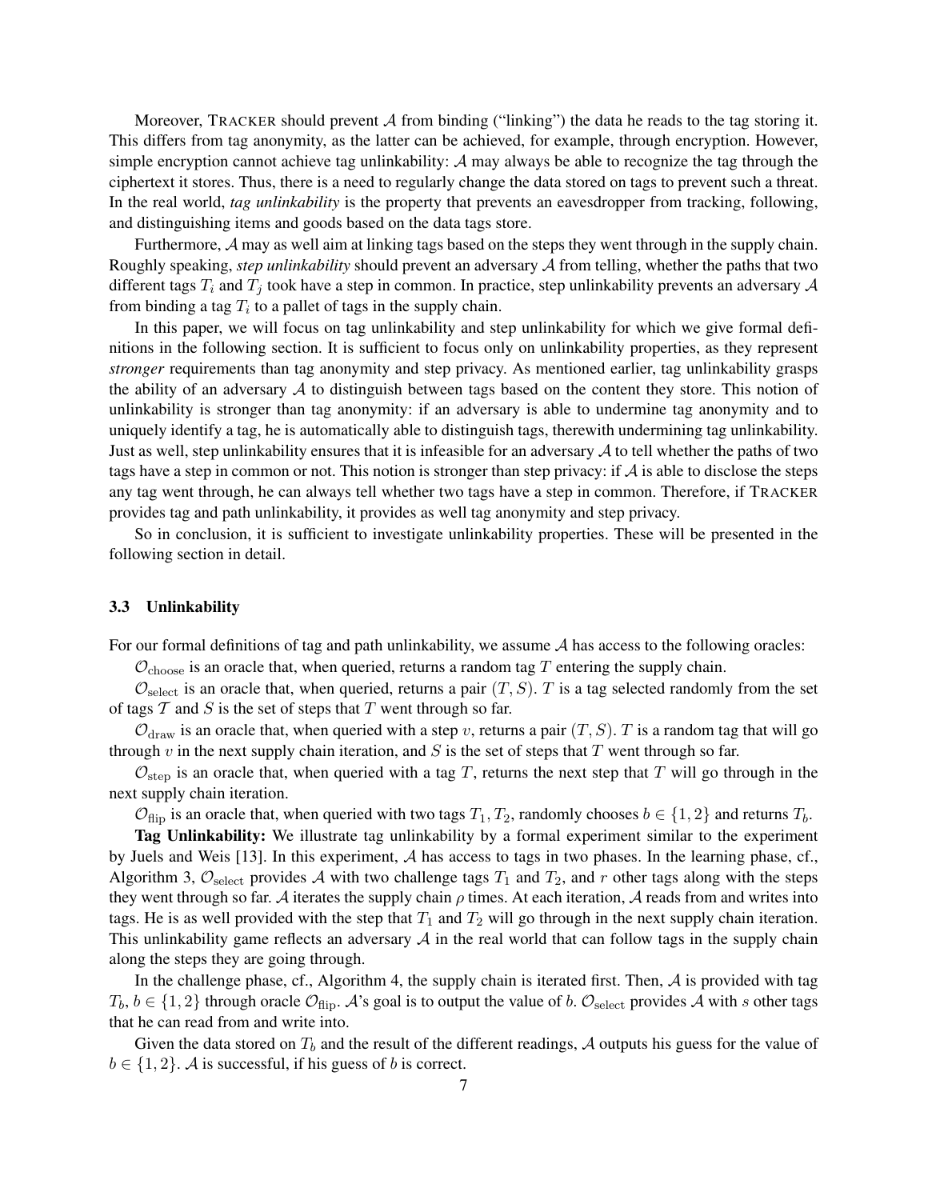Moreover, TRACKER should prevent $\mathcal{A}$ from binding ("linking") the data he reads to the tag storing it. This differs from tag anonymity, as the latter can be achieved, for example, through encryption. However, simple encryption cannot achieve tag unlinkability: $\mathcal{A}$ may always be able to recognize the tag through the ciphertext it stores. Thus, there is a need to regularly change the data stored on tags to prevent such a threat. In the real world, *tag unlinkability* is the property that prevents an eavesdropper from tracking, following, and distinguishing items and goods based on the data tags store.

Furthermore, $\mathcal{A}$ may as well aim at linking tags based on the steps they went through in the supply chain. Roughly speaking, *step unlinkability* should prevent an adversary $\mathcal{A}$ from telling, whether the paths that two different tags $T_i$ and $T_j$ took have a step in common. In practice, step unlinkability prevents an adversary $\mathcal{A}$ from binding a tag $T_i$ to a pallet of tags in the supply chain.

In this paper, we will focus on tag unlinkability and step unlinkability for which we give formal definitions in the following section. It is sufficient to focus only on unlinkability properties, as they represent *stronger* requirements than tag anonymity and step privacy. As mentioned earlier, tag unlinkability grasps the ability of an adversary $\mathcal{A}$ to distinguish between tags based on the content they store. This notion of unlinkability is stronger than tag anonymity: if an adversary is able to undermine tag anonymity and to uniquely identify a tag, he is automatically able to distinguish tags, therewith undermining tag unlinkability. Just as well, step unlinkability ensures that it is infeasible for an adversary $\mathcal{A}$ to tell whether the paths of two tags have a step in common or not. This notion is stronger than step privacy: if $\mathcal{A}$ is able to disclose the steps any tag went through, he can always tell whether two tags have a step in common. Therefore, if TRACKER provides tag and path unlinkability, it provides as well tag anonymity and step privacy.

So in conclusion, it is sufficient to investigate unlinkability properties. These will be presented in the following section in detail.

### 3.3 Unlinkability

For our formal definitions of tag and path unlinkability, we assume $\mathcal{A}$ has access to the following oracles:

$\mathcal{O}_{\text{choose}}$ is an oracle that, when queried, returns a random tag $T$ entering the supply chain.

$\mathcal{O}_{\text{select}}$ is an oracle that, when queried, returns a pair $(T, S)$. $T$ is a tag selected randomly from the set of tags $\mathcal{T}$ and $S$ is the set of steps that $T$ went through so far.

$\mathcal{O}_{\text{draw}}$ is an oracle that, when queried with a step $v$, returns a pair $(T, S)$. $T$ is a random tag that will go through $v$ in the next supply chain iteration, and $S$ is the set of steps that $T$ went through so far.

$\mathcal{O}_{\text{step}}$ is an oracle that, when queried with a tag $T$, returns the next step that $T$ will go through in the next supply chain iteration.

$\mathcal{O}_{\text{flip}}$ is an oracle that, when queried with two tags $T_1, T_2$, randomly chooses $b \in \{1, 2\}$ and returns $T_b$.

**Tag Unlinkability:** We illustrate tag unlinkability by a formal experiment similar to the experiment by Juels and Weis [13]. In this experiment, $\mathcal{A}$ has access to tags in two phases. In the learning phase, cf., Algorithm 3, $\mathcal{O}_{\text{select}}$ provides $\mathcal{A}$ with two challenge tags $T_1$ and $T_2$, and $r$ other tags along with the steps they went through so far. $\mathcal{A}$ iterates the supply chain $\rho$ times. At each iteration, $\mathcal{A}$ reads from and writes into tags. He is as well provided with the step that $T_1$ and $T_2$ will go through in the next supply chain iteration. This unlinkability game reflects an adversary $\mathcal{A}$ in the real world that can follow tags in the supply chain along the steps they are going through.

In the challenge phase, cf., Algorithm 4, the supply chain is iterated first. Then, $\mathcal{A}$ is provided with tag $T_b$, $b \in \{1, 2\}$ through oracle $\mathcal{O}_{\text{flip}}$. $\mathcal{A}$'s goal is to output the value of $b$. $\mathcal{O}_{\text{select}}$ provides $\mathcal{A}$ with $s$ other tags that he can read from and write into.

Given the data stored on $T_b$ and the result of the different readings, $\mathcal{A}$ outputs his guess for the value of $b \in \{1, 2\}$. $\mathcal{A}$ is successful, if his guess of $b$ is correct.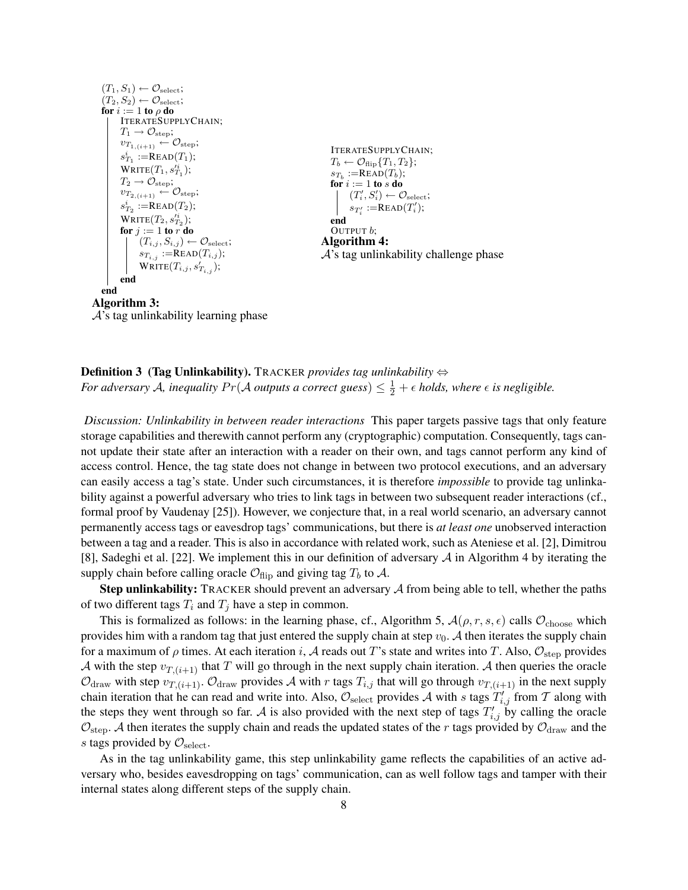```
(T_1, S_1) ← O_select;
(T_2, S_2) ← O_select;
for i := 1 to ρ do
    ITERATESUPPLYCHAIN;
    T_1 → O_step;
    v_{T_{1,(i+1)}} ← O_step;
    s^i_{T_1} := READ(T_1);
    WRITE(T_1, s'^i_{T_1});
    T_2 → O_step;
    v_{T_{2,(i+1)}} ← O_step;
    s^i_{T_2} := READ(T_2);
    WRITE(T_2, s'^i_{T_2});
    for j := 1 to r do
        (T_{i,j}, S_{i,j}) ← O_select;
        s_{T_{i,j}} := READ(T_{i,j});
        WRITE(T_{i,j}, s'_{T_{i,j}});
    end
end
```

**Algorithm 3:**
$\mathcal{A}$'s tag unlinkability learning phase

```
ITERATESUPPLYCHAIN;
T_b ← O_flip{T_1, T_2};
s_{T_b} := READ(T_b);
for i := 1 to s do
    (T'_i, S'_i) ← O_select;
    s_{T'_i} := READ(T'_i);
end
OUTPUT b;
```

**Algorithm 4:**
$\mathcal{A}$'s tag unlinkability challenge phase

**Definition 3 (Tag Unlinkability).** TRACKER *provides tag unlinkability* $\Leftrightarrow$
*For adversary* $\mathcal{A}$*, inequality* $Pr(\mathcal{A} \text{ outputs a correct guess}) \leq \frac{1}{2} + \epsilon$ *holds, where* $\epsilon$ *is negligible.*

*Discussion: Unlinkability in between reader interactions* This paper targets passive tags that only feature storage capabilities and therewith cannot perform any (cryptographic) computation. Consequently, tags cannot update their state after an interaction with a reader on their own, and tags cannot perform any kind of access control. Hence, the tag state does not change in between two protocol executions, and an adversary can easily access a tag's state. Under such circumstances, it is therefore *impossible* to provide tag unlinkability against a powerful adversary who tries to link tags in between two subsequent reader interactions (cf., formal proof by Vaudenay [25]). However, we conjecture that, in a real world scenario, an adversary cannot permanently access tags or eavesdrop tags' communications, but there is *at least one* unobserved interaction between a tag and a reader. This is also in accordance with related work, such as Ateniese et al. [2], Dimitrou [8], Sadeghi et al. [22]. We implement this in our definition of adversary $\mathcal{A}$ in Algorithm 4 by iterating the supply chain before calling oracle $\mathcal{O}_{\text{flip}}$ and giving tag $T_b$ to $\mathcal{A}$.

**Step unlinkability:** TRACKER should prevent an adversary $\mathcal{A}$ from being able to tell, whether the paths of two different tags $T_i$ and $T_j$ have a step in common.

This is formalized as follows: in the learning phase, cf., Algorithm 5, $\mathcal{A}(\rho, r, s, \epsilon)$ calls $\mathcal{O}_{\text{choose}}$ which provides him with a random tag that just entered the supply chain at step $v_0$. $\mathcal{A}$ then iterates the supply chain for a maximum of $\rho$ times. At each iteration $i$, $\mathcal{A}$ reads out $T$'s state and writes into $T$. Also, $\mathcal{O}_{\text{step}}$ provides $\mathcal{A}$ with the step $v_{T,(i+1)}$ that $T$ will go through in the next supply chain iteration. $\mathcal{A}$ then queries the oracle $\mathcal{O}_{\text{draw}}$ with step $v_{T,(i+1)}$. $\mathcal{O}_{\text{draw}}$ provides $\mathcal{A}$ with $r$ tags $T_{i,j}$ that will go through $v_{T,(i+1)}$ in the next supply chain iteration that he can read and write into. Also, $\mathcal{O}_{\text{select}}$ provides $\mathcal{A}$ with $s$ tags $T'_{i,j}$ from $\mathcal{T}$ along with the steps they went through so far. $\mathcal{A}$ is also provided with the next step of tags $T'_{i,j}$ by calling the oracle $\mathcal{O}_{\text{step}}$. $\mathcal{A}$ then iterates the supply chain and reads the updated states of the $r$ tags provided by $\mathcal{O}_{\text{draw}}$ and the $s$ tags provided by $\mathcal{O}_{\text{select}}$.

As in the tag unlinkability game, this step unlinkability game reflects the capabilities of an active adversary who, besides eavesdropping on tags' communication, can as well follow tags and tamper with their internal states along different steps of the supply chain.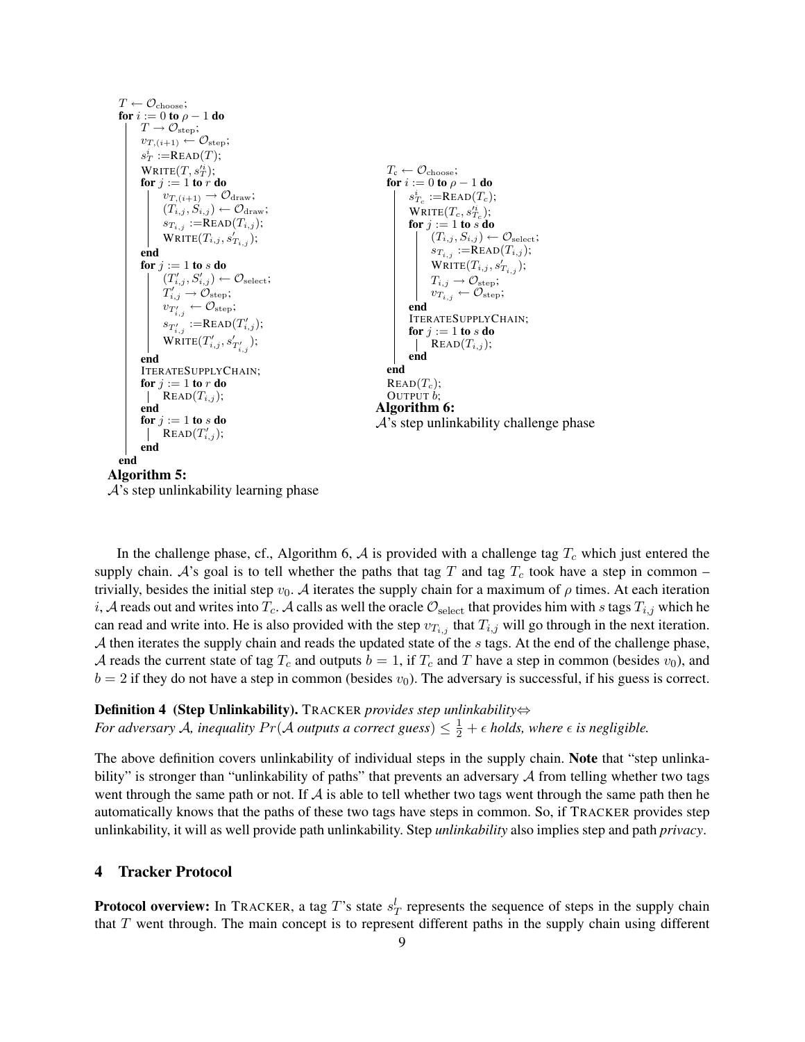```
T ← O_choose;
for i := 0 to ρ − 1 do
    T → O_step;
    v_{T,(i+1)} ← O_step;
    s^i_T := READ(T);
    WRITE(T, s'^i_T);
    for j := 1 to r do
        v_{T,(i+1)} → O_draw;
        (T_{i,j}, S_{i,j}) ← O_draw;
        s_{T_{i,j}} := READ(T_{i,j});
        WRITE(T_{i,j}, s'_{T_{i,j}});
    end
    for j := 1 to s do
        (T'_{i,j}, S'_{i,j}) ← O_select;
        T'_{i,j} → O_step;
        v_{T'_{i,j}} ← O_step;
        s_{T'_{i,j}} := READ(T'_{i,j});
        WRITE(T'_{i,j}, s'_{T'_{i,j}});
    end
    ITERATESUPPLYCHAIN;
    for j := 1 to r do
        READ(T_{i,j});
    end
    for j := 1 to s do
        READ(T'_{i,j});
    end
end
```

**Algorithm 5:**
$\mathcal{A}$'s step unlinkability learning phase

```
T_c ← O_choose;
for i := 0 to ρ − 1 do
    s^i_{T_c} := READ(T_c);
    WRITE(T_c, s'^i_{T_c});
    for j := 1 to s do
        (T_{i,j}, S_{i,j}) ← O_select;
        s_{T_{i,j}} := READ(T_{i,j});
        WRITE(T_{i,j}, s'_{T_{i,j}});
        T_{i,j} → O_step;
        v_{T_{i,j}} ← O_step;
    end
    ITERATESUPPLYCHAIN;
    for j := 1 to s do
        READ(T_{i,j});
    end
end
READ(T_c);
OUTPUT b;
```

**Algorithm 6:**
$\mathcal{A}$'s step unlinkability challenge phase

In the challenge phase, cf., Algorithm 6, $\mathcal{A}$ is provided with a challenge tag $T_c$ which just entered the supply chain. $\mathcal{A}$'s goal is to tell whether the paths that tag $T$ and tag $T_c$ took have a step in common – trivially, besides the initial step $v_0$. $\mathcal{A}$ iterates the supply chain for a maximum of $\rho$ times. At each iteration $i$, $\mathcal{A}$ reads out and writes into $T_c$. $\mathcal{A}$ calls as well the oracle $\mathcal{O}_{\text{select}}$ that provides him with $s$ tags $T_{i,j}$ which he can read and write into. He is also provided with the step $v_{T_{i,j}}$ that $T_{i,j}$ will go through in the next iteration. $\mathcal{A}$ then iterates the supply chain and reads the updated state of the $s$ tags. At the end of the challenge phase, $\mathcal{A}$ reads the current state of tag $T_c$ and outputs $b = 1$, if $T_c$ and $T$ have a step in common (besides $v_0$), and $b = 2$ if they do not have a step in common (besides $v_0$). The adversary is successful, if his guess is correct.

**Definition 4 (Step Unlinkability).** TRACKER *provides step unlinkability*$\Leftrightarrow$
*For adversary $\mathcal{A}$, inequality $Pr(\mathcal{A}$ outputs a correct guess$) \leq \frac{1}{2} + \epsilon$ holds, where $\epsilon$ is negligible.*

The above definition covers unlinkability of individual steps in the supply chain. **Note** that "step unlinkability" is stronger than "unlinkability of paths" that prevents an adversary $\mathcal{A}$ from telling whether two tags went through the same path or not. If $\mathcal{A}$ is able to tell whether two tags went through the same path then he automatically knows that the paths of these two tags have steps in common. So, if TRACKER provides step unlinkability, it will as well provide path unlinkability. Step *unlinkability* also implies step and path *privacy*.

## 4 Tracker Protocol

**Protocol overview:** In TRACKER, a tag $T$'s state $s^l_T$ represents the sequence of steps in the supply chain that $T$ went through. The main concept is to represent different paths in the supply chain using different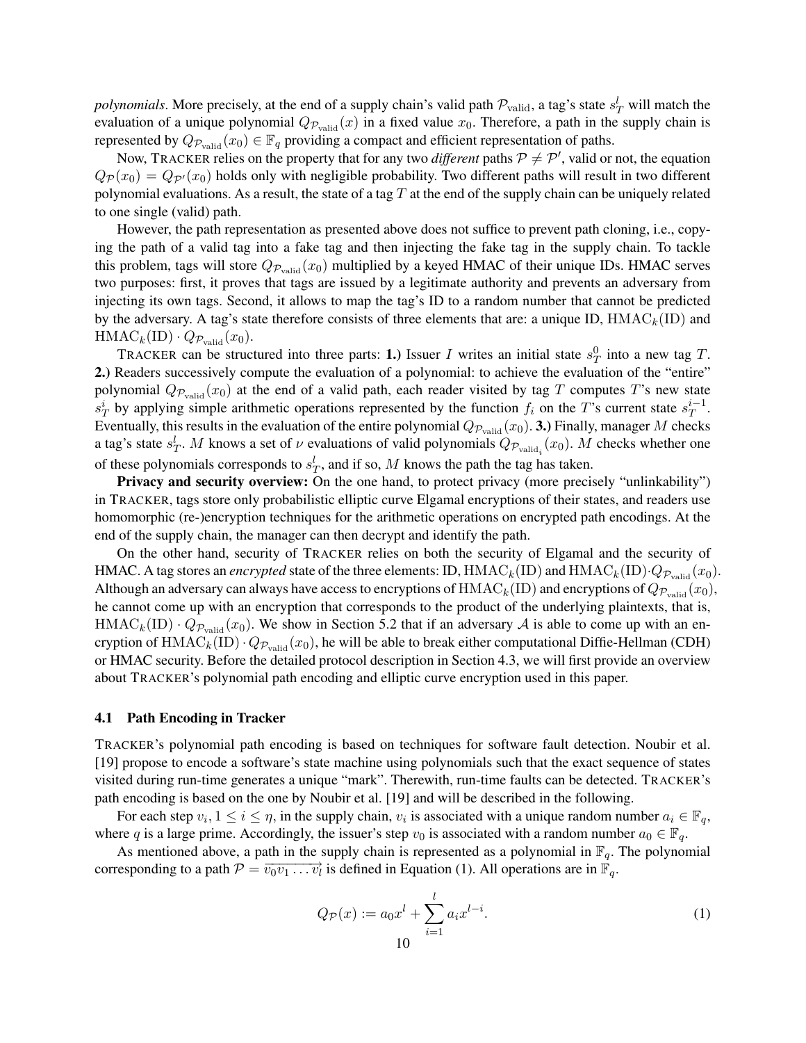*polynomials*. More precisely, at the end of a supply chain's valid path $\mathcal{P}_{\text{valid}}$, a tag's state $s_T^l$ will match the evaluation of a unique polynomial $Q_{\mathcal{P}_{\text{valid}}}(x)$ in a fixed value $x_0$. Therefore, a path in the supply chain is represented by $Q_{\mathcal{P}_{\text{valid}}}(x_0) \in \mathbb{F}_q$ providing a compact and efficient representation of paths.

Now, TRACKER relies on the property that for any two *different* paths $\mathcal{P} \neq \mathcal{P}'$, valid or not, the equation $Q_{\mathcal{P}}(x_0) = Q_{\mathcal{P}'}(x_0)$ holds only with negligible probability. Two different paths will result in two different polynomial evaluations. As a result, the state of a tag $T$ at the end of the supply chain can be uniquely related to one single (valid) path.

However, the path representation as presented above does not suffice to prevent path cloning, i.e., copying the path of a valid tag into a fake tag and then injecting the fake tag in the supply chain. To tackle this problem, tags will store $Q_{\mathcal{P}_{\text{valid}}}(x_0)$ multiplied by a keyed HMAC of their unique IDs. HMAC serves two purposes: first, it proves that tags are issued by a legitimate authority and prevents an adversary from injecting its own tags. Second, it allows to map the tag's ID to a random number that cannot be predicted by the adversary. A tag's state therefore consists of three elements that are: a unique ID, $\text{HMAC}_k(\text{ID})$ and $\text{HMAC}_k(\text{ID}) \cdot Q_{\mathcal{P}_{\text{valid}}}(x_0)$.

TRACKER can be structured into three parts: **1.)** Issuer $I$ writes an initial state $s_T^0$ into a new tag $T$. **2.)** Readers successively compute the evaluation of a polynomial: to achieve the evaluation of the "entire" polynomial $Q_{\mathcal{P}_{\text{valid}}}(x_0)$ at the end of a valid path, each reader visited by tag $T$ computes $T$'s new state $s_T^i$ by applying simple arithmetic operations represented by the function $f_i$ on the $T$'s current state $s_T^{i-1}$. Eventually, this results in the evaluation of the entire polynomial $Q_{\mathcal{P}_{\text{valid}}}(x_0)$. **3.)** Finally, manager $M$ checks a tag's state $s_T^l$. $M$ knows a set of $\nu$ evaluations of valid polynomials $Q_{\mathcal{P}_{\text{valid}_i}}(x_0)$. $M$ checks whether one of these polynomials corresponds to $s_T^l$, and if so, $M$ knows the path the tag has taken.

**Privacy and security overview:** On the one hand, to protect privacy (more precisely "unlinkability") in TRACKER, tags store only probabilistic elliptic curve Elgamal encryptions of their states, and readers use homomorphic (re-)encryption techniques for the arithmetic operations on encrypted path encodings. At the end of the supply chain, the manager can then decrypt and identify the path.

On the other hand, security of TRACKER relies on both the security of Elgamal and the security of HMAC. A tag stores an *encrypted* state of the three elements: ID, $\text{HMAC}_k(\text{ID})$ and $\text{HMAC}_k(\text{ID}) \cdot Q_{\mathcal{P}_{\text{valid}}}(x_0)$. Although an adversary can always have access to encryptions of $\text{HMAC}_k(\text{ID})$ and encryptions of $Q_{\mathcal{P}_{\text{valid}}}(x_0)$, he cannot come up with an encryption that corresponds to the product of the underlying plaintexts, that is, $\text{HMAC}_k(\text{ID}) \cdot Q_{\mathcal{P}_{\text{valid}}}(x_0)$. We show in Section 5.2 that if an adversary $\mathcal{A}$ is able to come up with an encryption of $\text{HMAC}_k(\text{ID}) \cdot Q_{\mathcal{P}_{\text{valid}}}(x_0)$, he will be able to break either computational Diffie-Hellman (CDH) or HMAC security. Before the detailed protocol description in Section 4.3, we will first provide an overview about TRACKER's polynomial path encoding and elliptic curve encryption used in this paper.

### 4.1 Path Encoding in Tracker

TRACKER's polynomial path encoding is based on techniques for software fault detection. Noubir et al. [19] propose to encode a software's state machine using polynomials such that the exact sequence of states visited during run-time generates a unique "mark". Therewith, run-time faults can be detected. TRACKER's path encoding is based on the one by Noubir et al. [19] and will be described in the following.

For each step $v_i, 1 \leq i \leq \eta$, in the supply chain, $v_i$ is associated with a unique random number $a_i \in \mathbb{F}_q$, where $q$ is a large prime. Accordingly, the issuer's step $v_0$ is associated with a random number $a_0 \in \mathbb{F}_q$.

As mentioned above, a path in the supply chain is represented as a polynomial in $\mathbb{F}_q$. The polynomial corresponding to a path $\mathcal{P} = \overrightarrow{v_0 v_1 \ldots v_l}$ is defined in Equation (1). All operations are in $\mathbb{F}_q$.

$$Q_{\mathcal{P}}(x) := a_0 x^l + \sum_{i=1}^{l} a_i x^{l-i}. \tag{1}$$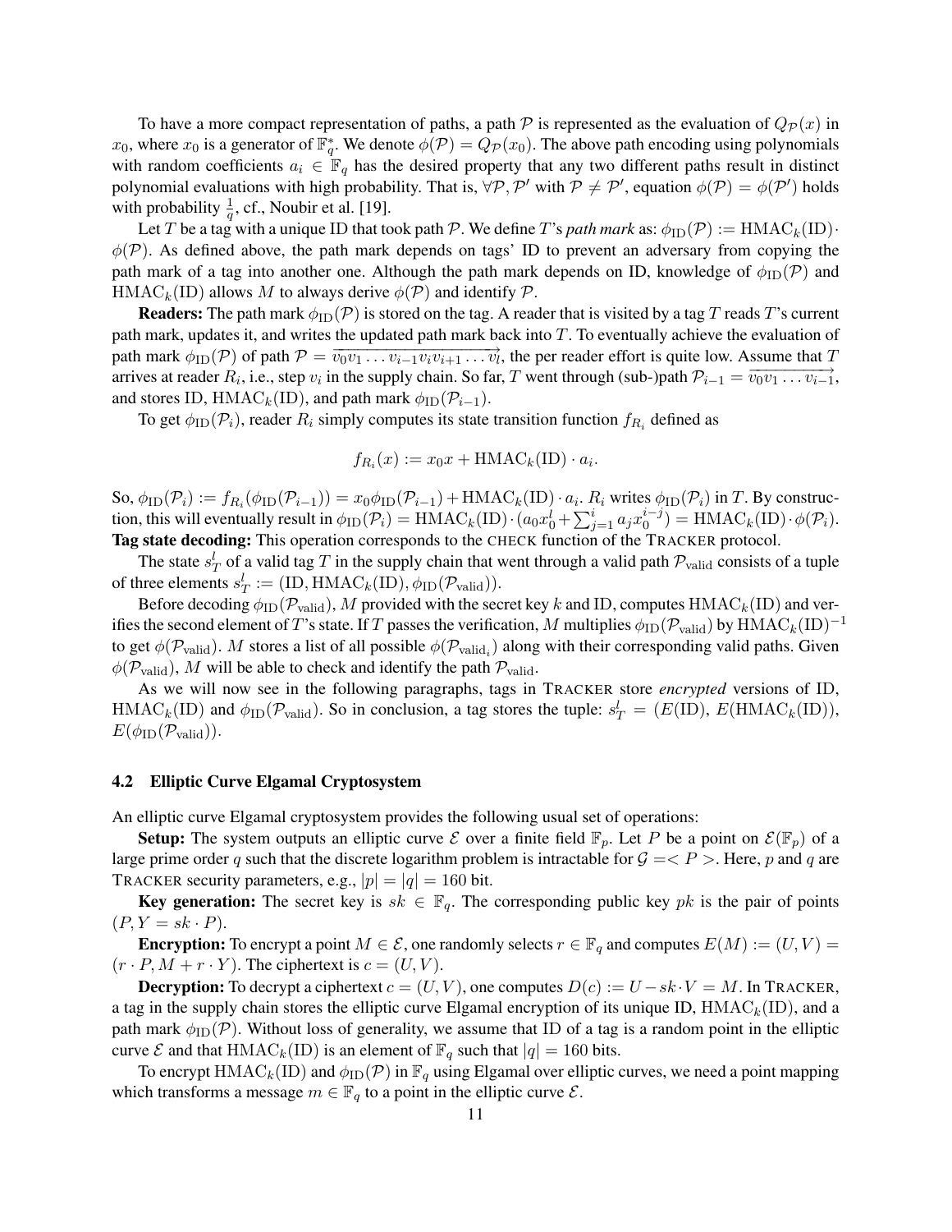To have a more compact representation of paths, a path $\mathcal{P}$ is represented as the evaluation of $Q_{\mathcal{P}}(x)$ in $x_0$, where $x_0$ is a generator of $\mathbb{F}_q^*$. We denote $\phi(\mathcal{P}) = Q_{\mathcal{P}}(x_0)$. The above path encoding using polynomials with random coefficients $a_i \in \mathbb{F}_q$ has the desired property that any two different paths result in distinct polynomial evaluations with high probability. That is, $\forall \mathcal{P}, \mathcal{P}'$ with $\mathcal{P} \neq \mathcal{P}'$, equation $\phi(\mathcal{P}) = \phi(\mathcal{P}')$ holds with probability $\frac{1}{q}$, cf., Noubir et al. [19].

Let $T$ be a tag with a unique ID that took path $\mathcal{P}$. We define $T$'s *path mark* as: $\phi_{\mathrm{ID}}(\mathcal{P}) := \mathrm{HMAC}_k(\mathrm{ID}) \cdot \phi(\mathcal{P})$. As defined above, the path mark depends on tags' ID to prevent an adversary from copying the path mark of a tag into another one. Although the path mark depends on ID, knowledge of $\phi_{\mathrm{ID}}(\mathcal{P})$ and $\mathrm{HMAC}_k(\mathrm{ID})$ allows $M$ to always derive $\phi(\mathcal{P})$ and identify $\mathcal{P}$.

**Readers:** The path mark $\phi_{\mathrm{ID}}(\mathcal{P})$ is stored on the tag. A reader that is visited by a tag $T$ reads $T$'s current path mark, updates it, and writes the updated path mark back into $T$. To eventually achieve the evaluation of path mark $\phi_{\mathrm{ID}}(\mathcal{P})$ of path $\mathcal{P} = \overrightarrow{v_0 v_1 \ldots v_{i-1} v_i v_{i+1} \ldots v_l}$, the per reader effort is quite low. Assume that $T$ arrives at reader $R_i$, i.e., step $v_i$ in the supply chain. So far, $T$ went through (sub-)path $\mathcal{P}_{i-1} = \overrightarrow{v_0 v_1 \ldots v_{i-1}}$, and stores ID, $\mathrm{HMAC}_k(\mathrm{ID})$, and path mark $\phi_{\mathrm{ID}}(\mathcal{P}_{i-1})$.

To get $\phi_{\mathrm{ID}}(\mathcal{P}_i)$, reader $R_i$ simply computes its state transition function $f_{R_i}$ defined as

$$f_{R_i}(x) := x_0 x + \mathrm{HMAC}_k(\mathrm{ID}) \cdot a_i.$$

So, $\phi_{\mathrm{ID}}(\mathcal{P}_i) := f_{R_i}(\phi_{\mathrm{ID}}(\mathcal{P}_{i-1})) = x_0 \phi_{\mathrm{ID}}(\mathcal{P}_{i-1}) + \mathrm{HMAC}_k(\mathrm{ID}) \cdot a_i$. $R_i$ writes $\phi_{\mathrm{ID}}(\mathcal{P}_i)$ in $T$. By construction, this will eventually result in $\phi_{\mathrm{ID}}(\mathcal{P}_i) = \mathrm{HMAC}_k(\mathrm{ID}) \cdot (a_0 x_0^l + \sum_{j=1}^{i} a_j x_0^{i-j}) = \mathrm{HMAC}_k(\mathrm{ID}) \cdot \phi(\mathcal{P}_i)$.

**Tag state decoding:** This operation corresponds to the CHECK function of the TRACKER protocol.

The state $s_T^l$ of a valid tag $T$ in the supply chain that went through a valid path $\mathcal{P}_{\mathrm{valid}}$ consists of a tuple of three elements $s_T^l := (\mathrm{ID}, \mathrm{HMAC}_k(\mathrm{ID}), \phi_{\mathrm{ID}}(\mathcal{P}_{\mathrm{valid}}))$.

Before decoding $\phi_{\mathrm{ID}}(\mathcal{P}_{\mathrm{valid}})$, $M$ provided with the secret key $k$ and ID, computes $\mathrm{HMAC}_k(\mathrm{ID})$ and verifies the second element of $T$'s state. If $T$ passes the verification, $M$ multiplies $\phi_{\mathrm{ID}}(\mathcal{P}_{\mathrm{valid}})$ by $\mathrm{HMAC}_k(\mathrm{ID})^{-1}$ to get $\phi(\mathcal{P}_{\mathrm{valid}})$. $M$ stores a list of all possible $\phi(\mathcal{P}_{\mathrm{valid}_i})$ along with their corresponding valid paths. Given $\phi(\mathcal{P}_{\mathrm{valid}})$, $M$ will be able to check and identify the path $\mathcal{P}_{\mathrm{valid}}$.

As we will now see in the following paragraphs, tags in TRACKER store *encrypted* versions of ID, $\mathrm{HMAC}_k(\mathrm{ID})$ and $\phi_{\mathrm{ID}}(\mathcal{P}_{\mathrm{valid}})$. So in conclusion, a tag stores the tuple: $s_T^l = (E(\mathrm{ID}), E(\mathrm{HMAC}_k(\mathrm{ID})), E(\phi_{\mathrm{ID}}(\mathcal{P}_{\mathrm{valid}}))$.

### 4.2 Elliptic Curve Elgamal Cryptosystem

An elliptic curve Elgamal cryptosystem provides the following usual set of operations:

**Setup:** The system outputs an elliptic curve $\mathcal{E}$ over a finite field $\mathbb{F}_p$. Let $P$ be a point on $\mathcal{E}(\mathbb{F}_p)$ of a large prime order $q$ such that the discrete logarithm problem is intractable for $\mathcal{G} = <P>$. Here, $p$ and $q$ are TRACKER security parameters, e.g., $|p| = |q| = 160$ bit.

**Key generation:** The secret key is $sk \in \mathbb{F}_q$. The corresponding public key $pk$ is the pair of points $(P, Y = sk \cdot P)$.

**Encryption:** To encrypt a point $M \in \mathcal{E}$, one randomly selects $r \in \mathbb{F}_q$ and computes $E(M) := (U, V) = (r \cdot P, M + r \cdot Y)$. The ciphertext is $c = (U, V)$.

**Decryption:** To decrypt a ciphertext $c = (U, V)$, one computes $D(c) := U - sk \cdot V = M$. In TRACKER, a tag in the supply chain stores the elliptic curve Elgamal encryption of its unique ID, $\mathrm{HMAC}_k(\mathrm{ID})$, and a path mark $\phi_{\mathrm{ID}}(\mathcal{P})$. Without loss of generality, we assume that ID of a tag is a random point in the elliptic curve $\mathcal{E}$ and that $\mathrm{HMAC}_k(\mathrm{ID})$ is an element of $\mathbb{F}_q$ such that $|q| = 160$ bits.

To encrypt $\mathrm{HMAC}_k(\mathrm{ID})$ and $\phi_{\mathrm{ID}}(\mathcal{P})$ in $\mathbb{F}_q$ using Elgamal over elliptic curves, we need a point mapping which transforms a message $m \in \mathbb{F}_q$ to a point in the elliptic curve $\mathcal{E}$.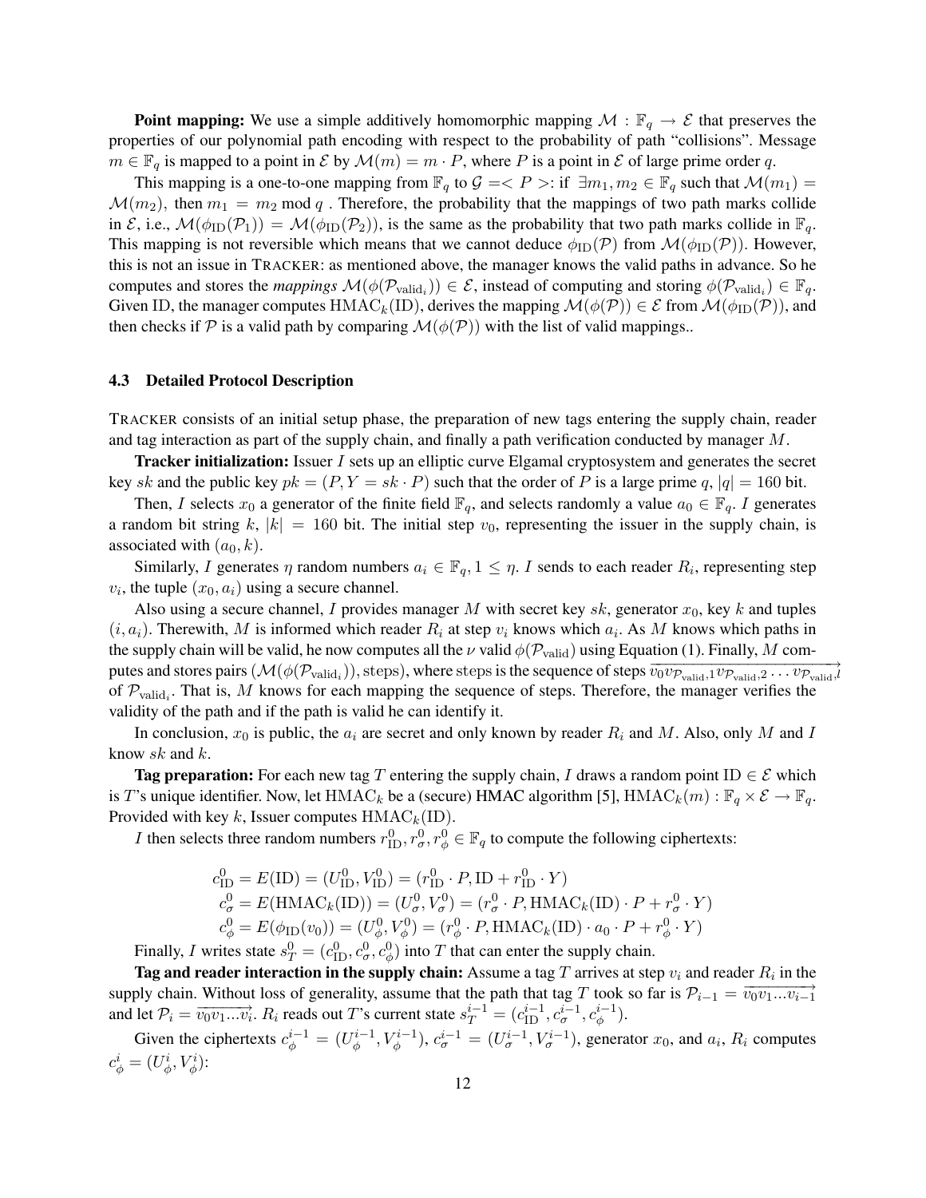**Point mapping:** We use a simple additively homomorphic mapping $\mathcal{M} : \mathbb{F}_q \rightarrow \mathcal{E}$ that preserves the properties of our polynomial path encoding with respect to the probability of path "collisions". Message $m \in \mathbb{F}_q$ is mapped to a point in $\mathcal{E}$ by $\mathcal{M}(m) = m \cdot P$, where $P$ is a point in $\mathcal{E}$ of large prime order $q$.

This mapping is a one-to-one mapping from $\mathbb{F}_q$ to $\mathcal{G} = < P >$: if $\exists m_1, m_2 \in \mathbb{F}_q$ such that $\mathcal{M}(m_1) = \mathcal{M}(m_2)$, then $m_1 = m_2 \bmod q$ . Therefore, the probability that the mappings of two path marks collide in $\mathcal{E}$, i.e., $\mathcal{M}(\phi_{\text{ID}}(\mathcal{P}_1)) = \mathcal{M}(\phi_{\text{ID}}(\mathcal{P}_2))$, is the same as the probability that two path marks collide in $\mathbb{F}_q$. This mapping is not reversible which means that we cannot deduce $\phi_{\text{ID}}(\mathcal{P})$ from $\mathcal{M}(\phi_{\text{ID}}(\mathcal{P}))$. However, this is not an issue in TRACKER: as mentioned above, the manager knows the valid paths in advance. So he computes and stores the *mappings* $\mathcal{M}(\phi(\mathcal{P}_{\text{valid}_i})) \in \mathcal{E}$, instead of computing and storing $\phi(\mathcal{P}_{\text{valid}_i}) \in \mathbb{F}_q$. Given ID, the manager computes $\text{HMAC}_k(\text{ID})$, derives the mapping $\mathcal{M}(\phi(\mathcal{P})) \in \mathcal{E}$ from $\mathcal{M}(\phi_{\text{ID}}(\mathcal{P}))$, and then checks if $\mathcal{P}$ is a valid path by comparing $\mathcal{M}(\phi(\mathcal{P}))$ with the list of valid mappings..

### 4.3 Detailed Protocol Description

TRACKER consists of an initial setup phase, the preparation of new tags entering the supply chain, reader and tag interaction as part of the supply chain, and finally a path verification conducted by manager $M$.

**Tracker initialization:** Issuer $I$ sets up an elliptic curve Elgamal cryptosystem and generates the secret key $sk$ and the public key $pk = (P, Y = sk \cdot P)$ such that the order of $P$ is a large prime $q$, $|q| = 160$ bit.

Then, $I$ selects $x_0$ a generator of the finite field $\mathbb{F}_q$, and selects randomly a value $a_0 \in \mathbb{F}_q$. $I$ generates a random bit string $k$, $|k| = 160$ bit. The initial step $v_0$, representing the issuer in the supply chain, is associated with $(a_0, k)$.

Similarly, $I$ generates $\eta$ random numbers $a_i \in \mathbb{F}_q, 1 \leq \eta$. $I$ sends to each reader $R_i$, representing step $v_i$, the tuple $(x_0, a_i)$ using a secure channel.

Also using a secure channel, $I$ provides manager $M$ with secret key $sk$, generator $x_0$, key $k$ and tuples $(i, a_i)$. Therewith, $M$ is informed which reader $R_i$ at step $v_i$ knows which $a_i$. As $M$ knows which paths in the supply chain will be valid, he now computes all the $\nu$ valid $\phi(\mathcal{P}_{\text{valid}})$ using Equation (1). Finally, $M$ computes and stores pairs $(\mathcal{M}(\phi(\mathcal{P}_{\text{valid}_i})), \text{steps})$, where steps is the sequence of steps $\overrightarrow{v_0 v_{\mathcal{P}_{\text{valid}},1} v_{\mathcal{P}_{\text{valid}},2} \ldots v_{\mathcal{P}_{\text{valid}},l}}$ of $\mathcal{P}_{\text{valid}_i}$. That is, $M$ knows for each mapping the sequence of steps. Therefore, the manager verifies the validity of the path and if the path is valid he can identify it.

In conclusion, $x_0$ is public, the $a_i$ are secret and only known by reader $R_i$ and $M$. Also, only $M$ and $I$ know $sk$ and $k$.

**Tag preparation:** For each new tag $T$ entering the supply chain, $I$ draws a random point $\text{ID} \in \mathcal{E}$ which is $T$'s unique identifier. Now, let $\text{HMAC}_k$ be a (secure) HMAC algorithm [5], $\text{HMAC}_k(m) : \mathbb{F}_q \times \mathcal{E} \rightarrow \mathbb{F}_q$. Provided with key $k$, Issuer computes $\text{HMAC}_k(\text{ID})$.

$I$ then selects three random numbers $r^0_{\text{ID}}, r^0_\sigma, r^0_\phi \in \mathbb{F}_q$ to compute the following ciphertexts:

$$\begin{aligned}
c^0_{\text{ID}} &= E(\text{ID}) = (U^0_{\text{ID}}, V^0_{\text{ID}}) = (r^0_{\text{ID}} \cdot P, \text{ID} + r^0_{\text{ID}} \cdot Y) \\
c^0_\sigma &= E(\text{HMAC}_k(\text{ID})) = (U^0_\sigma, V^0_\sigma) = (r^0_\sigma \cdot P, \text{HMAC}_k(\text{ID}) \cdot P + r^0_\sigma \cdot Y) \\
c^0_\phi &= E(\phi_{\text{ID}}(v_0)) = (U^0_\phi, V^0_\phi) = (r^0_\phi \cdot P, \text{HMAC}_k(\text{ID}) \cdot a_0 \cdot P + r^0_\phi \cdot Y)
\end{aligned}$$

Finally, $I$ writes state $s^0_T = (c^0_{\text{ID}}, c^0_\sigma, c^0_\phi)$ into $T$ that can enter the supply chain.

**Tag and reader interaction in the supply chain:** Assume a tag $T$ arrives at step $v_i$ and reader $R_i$ in the supply chain. Without loss of generality, assume that the path that tag $T$ took so far is $\mathcal{P}_{i-1} = \overrightarrow{v_0 v_1 \ldots v_{i-1}}$ and let $\mathcal{P}_i = \overrightarrow{v_0 v_1 \ldots v_i}$. $R_i$ reads out $T$'s current state $s^{i-1}_T = (c^{i-1}_{\text{ID}}, c^{i-1}_\sigma, c^{i-1}_\phi)$.

Given the ciphertexts $c^{i-1}_\phi = (U^{i-1}_\phi, V^{i-1}_\phi)$, $c^{i-1}_\sigma = (U^{i-1}_\sigma, V^{i-1}_\sigma)$, generator $x_0$, and $a_i$, $R_i$ computes $c^i_\phi = (U^i_\phi, V^i_\phi)$: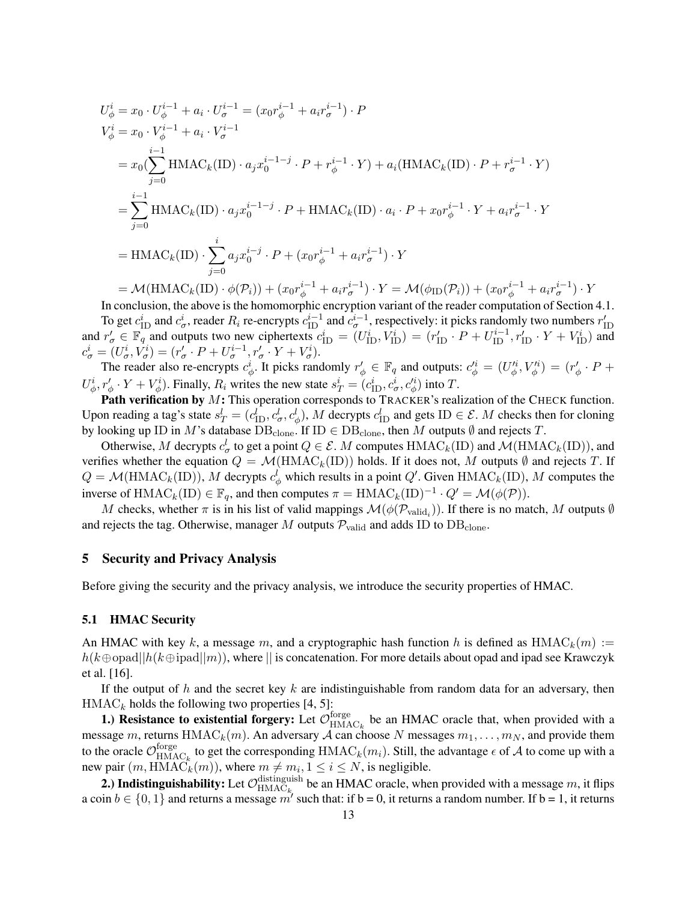$$
\begin{aligned}
U_\phi^i &= x_0 \cdot U_\phi^{i-1} + a_i \cdot U_\sigma^{i-1} = (x_0 r_\phi^{i-1} + a_i r_\sigma^{i-1}) \cdot P \\
V_\phi^i &= x_0 \cdot V_\phi^{i-1} + a_i \cdot V_\sigma^{i-1} \\
&= x_0 (\sum_{j=0}^{i-1} \mathrm{HMAC}_k(\mathrm{ID}) \cdot a_j x_0^{i-1-j} \cdot P + r_\phi^{i-1} \cdot Y) + a_i (\mathrm{HMAC}_k(\mathrm{ID}) \cdot P + r_\sigma^{i-1} \cdot Y) \\
&= \sum_{j=0}^{i-1} \mathrm{HMAC}_k(\mathrm{ID}) \cdot a_j x_0^{i-1-j} \cdot P + \mathrm{HMAC}_k(\mathrm{ID}) \cdot a_i \cdot P + x_0 r_\phi^{i-1} \cdot Y + a_i r_\sigma^{i-1} \cdot Y \\
&= \mathrm{HMAC}_k(\mathrm{ID}) \cdot \sum_{j=0}^{i} a_j x_0^{i-j} \cdot P + (x_0 r_\phi^{i-1} + a_i r_\sigma^{i-1}) \cdot Y \\
&= \mathcal{M}(\mathrm{HMAC}_k(\mathrm{ID}) \cdot \phi(\mathcal{P}_i)) + (x_0 r_\phi^{i-1} + a_i r_\sigma^{i-1}) \cdot Y = \mathcal{M}(\phi_{\mathrm{ID}}(\mathcal{P}_i)) + (x_0 r_\phi^{i-1} + a_i r_\sigma^{i-1}) \cdot Y
\end{aligned}
$$

In conclusion, the above is the homomorphic encryption variant of the reader computation of Section 4.1.

To get $c_{\mathrm{ID}}^i$ and $c_\sigma^i$, reader $R_i$ re-encrypts $c_{\mathrm{ID}}^{i-1}$ and $c_\sigma^{i-1}$, respectively: it picks randomly two numbers $r'_{\mathrm{ID}}$ and $r'_\sigma \in \mathbb{F}_q$ and outputs two new ciphertexts $c_{\mathrm{ID}}^i = (U_{\mathrm{ID}}^i, V_{\mathrm{ID}}^i) = (r'_{\mathrm{ID}} \cdot P + U_{\mathrm{ID}}^{i-1}, r'_{\mathrm{ID}} \cdot Y + V_{\mathrm{ID}}^i)$ and $c_\sigma^i = (U_\sigma^i, V_\sigma^i) = (r'_\sigma \cdot P + U_\sigma^{i-1}, r'_\sigma \cdot Y + V_\sigma^i)$.

The reader also re-encrypts $c_\phi^i$. It picks randomly $r'_\phi \in \mathbb{F}_q$ and outputs: $c_\phi'^i = (U_\phi'^i, V_\phi'^i) = (r'_\phi \cdot P + U_\phi^i, r'_\phi \cdot Y + V_\phi^i)$. Finally, $R_i$ writes the new state $s_T^i = (c_{\mathrm{ID}}^i, c_\sigma^i, c_\phi'^i)$ into $T$.

**Path verification by $M$:** This operation corresponds to TRACKER's realization of the CHECK function. Upon reading a tag's state $s_T^l = (c_{\mathrm{ID}}^l, c_\sigma^l, c_\phi^l)$, $M$ decrypts $c_{\mathrm{ID}}^l$ and gets $\mathrm{ID} \in \mathcal{E}$. $M$ checks then for cloning by looking up ID in $M$'s database $\mathrm{DB}_{\mathrm{clone}}$. If $\mathrm{ID} \in \mathrm{DB}_{\mathrm{clone}}$, then $M$ outputs $\emptyset$ and rejects $T$.

Otherwise, $M$ decrypts $c_\sigma^l$ to get a point $Q \in \mathcal{E}$. $M$ computes $\mathrm{HMAC}_k(\mathrm{ID})$ and $\mathcal{M}(\mathrm{HMAC}_k(\mathrm{ID}))$, and verifies whether the equation $Q = \mathcal{M}(\mathrm{HMAC}_k(\mathrm{ID}))$ holds. If it does not, $M$ outputs $\emptyset$ and rejects $T$. If $Q = \mathcal{M}(\mathrm{HMAC}_k(\mathrm{ID}))$, $M$ decrypts $c_\phi^l$ which results in a point $Q'$. Given $\mathrm{HMAC}_k(\mathrm{ID})$, $M$ computes the inverse of $\mathrm{HMAC}_k(\mathrm{ID}) \in \mathbb{F}_q$, and then computes $\pi = \mathrm{HMAC}_k(\mathrm{ID})^{-1} \cdot Q' = \mathcal{M}(\phi(\mathcal{P}))$.

$M$ checks, whether $\pi$ is in his list of valid mappings $\mathcal{M}(\phi(\mathcal{P}_{\mathrm{valid}_i}))$. If there is no match, $M$ outputs $\emptyset$ and rejects the tag. Otherwise, manager $M$ outputs $\mathcal{P}_{\mathrm{valid}}$ and adds ID to $\mathrm{DB}_{\mathrm{clone}}$.

## 5 Security and Privacy Analysis

Before giving the security and the privacy analysis, we introduce the security properties of HMAC.

### 5.1 HMAC Security

An HMAC with key $k$, a message $m$, and a cryptographic hash function $h$ is defined as $\mathrm{HMAC}_k(m) := h(k \oplus \mathrm{opad} || h(k \oplus \mathrm{ipad} || m))$, where $||$ is concatenation. For more details about opad and ipad see Krawczyk et al. [16].

If the output of $h$ and the secret key $k$ are indistinguishable from random data for an adversary, then $\mathrm{HMAC}_k$ holds the following two properties [4, 5]:

**1.) Resistance to existential forgery:** Let $\mathcal{O}_{\mathrm{HMAC}_k}^{\mathrm{forge}}$ be an HMAC oracle that, when provided with a message $m$, returns $\mathrm{HMAC}_k(m)$. An adversary $\mathcal{A}$ can choose $N$ messages $m_1, \ldots, m_N$, and provide them to the oracle $\mathcal{O}_{\mathrm{HMAC}_k}^{\mathrm{forge}}$ to get the corresponding $\mathrm{HMAC}_k(m_i)$. Still, the advantage $\epsilon$ of $\mathcal{A}$ to come up with a new pair $(m, \mathrm{HMAC}_k(m))$, where $m \neq m_i, 1 \leq i \leq N$, is negligible.

**2.) Indistinguishability:** Let $\mathcal{O}_{\mathrm{HMAC}_k}^{\mathrm{distinguish}}$ be an HMAC oracle, when provided with a message $m$, it flips a coin $b \in \{0, 1\}$ and returns a message $m'$ such that: if b = 0, it returns a random number. If b = 1, it returns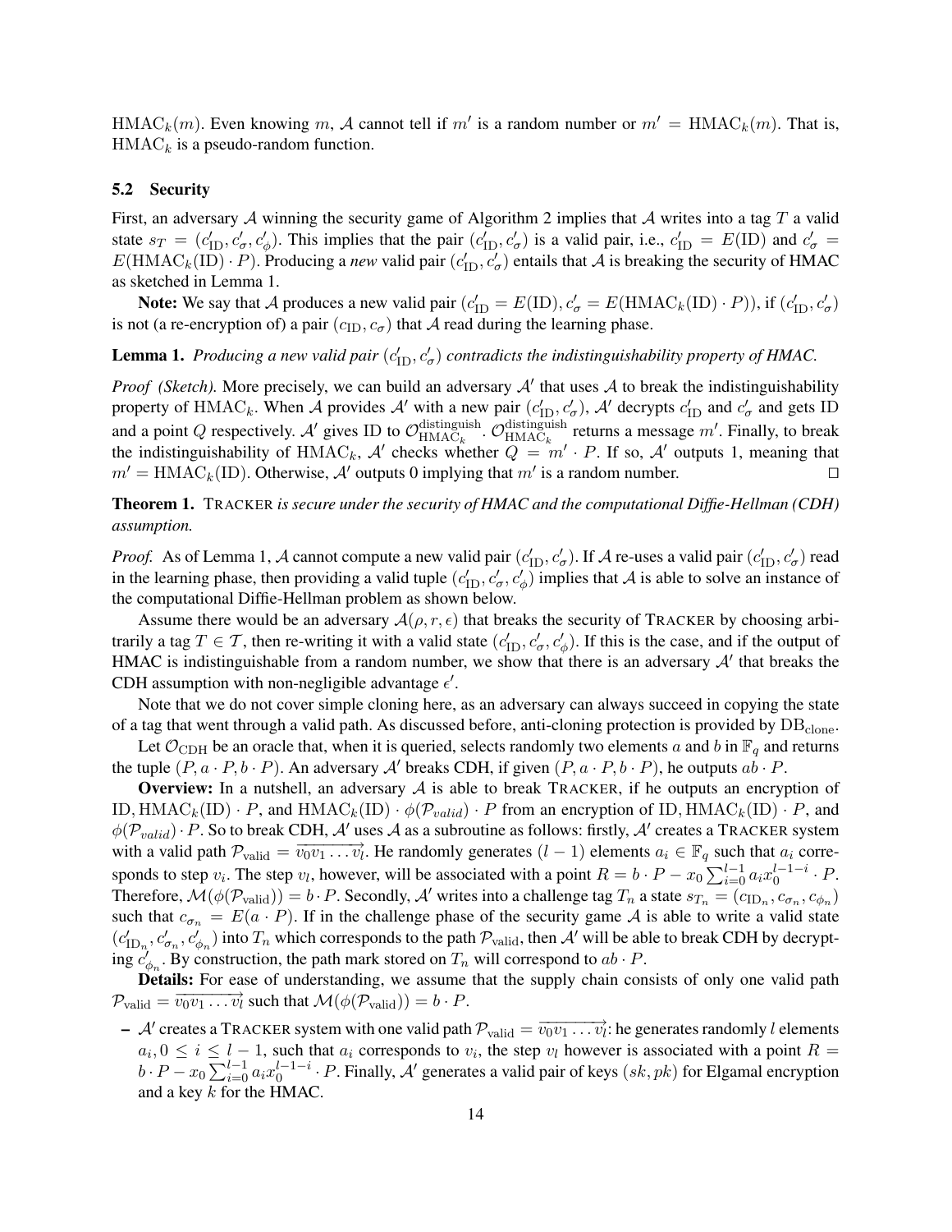$\mathrm{HMAC}_k(m)$. Even knowing $m$, $\mathcal{A}$ cannot tell if $m'$ is a random number or $m' = \mathrm{HMAC}_k(m)$. That is, $\mathrm{HMAC}_k$ is a pseudo-random function.

### 5.2 Security

First, an adversary $\mathcal{A}$ winning the security game of Algorithm 2 implies that $\mathcal{A}$ writes into a tag $T$ a valid state $s_T = (c'_{\mathrm{ID}}, c'_\sigma, c'_\phi)$. This implies that the pair $(c'_{\mathrm{ID}}, c'_\sigma)$ is a valid pair, i.e., $c'_{\mathrm{ID}} = E(\mathrm{ID})$ and $c'_\sigma = E(\mathrm{HMAC}_k(\mathrm{ID}) \cdot P)$. Producing a *new* valid pair $(c'_{\mathrm{ID}}, c'_\sigma)$ entails that $\mathcal{A}$ is breaking the security of HMAC as sketched in Lemma 1.

**Note:** We say that $\mathcal{A}$ produces a new valid pair $(c'_{\mathrm{ID}} = E(\mathrm{ID}), c'_\sigma = E(\mathrm{HMAC}_k(\mathrm{ID}) \cdot P))$, if $(c'_{\mathrm{ID}}, c'_\sigma)$ is not (a re-encryption of) a pair $(c_{\mathrm{ID}}, c_\sigma)$ that $\mathcal{A}$ read during the learning phase.

**Lemma 1.** *Producing a new valid pair $(c'_{\mathrm{ID}}, c'_\sigma)$ contradicts the indistinguishability property of HMAC.*

*Proof (Sketch).* More precisely, we can build an adversary $\mathcal{A}'$ that uses $\mathcal{A}$ to break the indistinguishability property of $\mathrm{HMAC}_k$. When $\mathcal{A}$ provides $\mathcal{A}'$ with a new pair $(c'_{\mathrm{ID}}, c'_\sigma)$, $\mathcal{A}'$ decrypts $c'_{\mathrm{ID}}$ and $c'_\sigma$ and gets ID and a point $Q$ respectively. $\mathcal{A}'$ gives ID to $\mathcal{O}^{\mathrm{distinguish}}_{\mathrm{HMAC}_k}$. $\mathcal{O}^{\mathrm{distinguish}}_{\mathrm{HMAC}_k}$ returns a message $m'$. Finally, to break the indistinguishability of $\mathrm{HMAC}_k$, $\mathcal{A}'$ checks whether $Q = m' \cdot P$. If so, $\mathcal{A}'$ outputs 1, meaning that $m' = \mathrm{HMAC}_k(\mathrm{ID})$. Otherwise, $\mathcal{A}'$ outputs 0 implying that $m'$ is a random number. ◻

**Theorem 1.** *TRACKER is secure under the security of HMAC and the computational Diffie-Hellman (CDH) assumption.*

*Proof.* As of Lemma 1, $\mathcal{A}$ cannot compute a new valid pair $(c'_{\mathrm{ID}}, c'_\sigma)$. If $\mathcal{A}$ re-uses a valid pair $(c'_{\mathrm{ID}}, c'_\sigma)$ read in the learning phase, then providing a valid tuple $(c'_{\mathrm{ID}}, c'_\sigma, c'_\phi)$ implies that $\mathcal{A}$ is able to solve an instance of the computational Diffie-Hellman problem as shown below.

Assume there would be an adversary $\mathcal{A}(\rho, r, \epsilon)$ that breaks the security of TRACKER by choosing arbitrarily a tag $T \in \mathcal{T}$, then re-writing it with a valid state $(c'_{\mathrm{ID}}, c'_\sigma, c'_\phi)$. If this is the case, and if the output of HMAC is indistinguishable from a random number, we show that there is an adversary $\mathcal{A}'$ that breaks the CDH assumption with non-negligible advantage $\epsilon'$.

Note that we do not cover simple cloning here, as an adversary can always succeed in copying the state of a tag that went through a valid path. As discussed before, anti-cloning protection is provided by $\mathrm{DB}_{\mathrm{clone}}$.

Let $\mathcal{O}_{\mathrm{CDH}}$ be an oracle that, when it is queried, selects randomly two elements $a$ and $b$ in $\mathbb{F}_q$ and returns the tuple $(P, a \cdot P, b \cdot P)$. An adversary $\mathcal{A}'$ breaks CDH, if given $(P, a \cdot P, b \cdot P)$, he outputs $ab \cdot P$.

**Overview:** In a nutshell, an adversary $\mathcal{A}$ is able to break TRACKER, if he outputs an encryption of $\mathrm{ID}, \mathrm{HMAC}_k(\mathrm{ID}) \cdot P$, and $\mathrm{HMAC}_k(\mathrm{ID}) \cdot \phi(\mathcal{P}_{valid}) \cdot P$ from an encryption of $\mathrm{ID}, \mathrm{HMAC}_k(\mathrm{ID}) \cdot P$, and $\phi(\mathcal{P}_{valid}) \cdot P$. So to break CDH, $\mathcal{A}'$ uses $\mathcal{A}$ as a subroutine as follows: firstly, $\mathcal{A}'$ creates a TRACKER system with a valid path $\mathcal{P}_{\mathrm{valid}} = \overrightarrow{v_0 v_1 \ldots v_l}$. He randomly generates $(l-1)$ elements $a_i \in \mathbb{F}_q$ such that $a_i$ corresponds to step $v_i$. The step $v_l$, however, will be associated with a point $R = b \cdot P - x_0 \sum_{i=0}^{l-1} a_i x_0^{l-1-i} \cdot P$. Therefore, $\mathcal{M}(\phi(\mathcal{P}_{\mathrm{valid}})) = b \cdot P$. Secondly, $\mathcal{A}'$ writes into a challenge tag $T_n$ a state $s_{T_n} = (c_{\mathrm{ID}_n}, c_{\sigma_n}, c_{\phi_n})$ such that $c_{\sigma_n} = E(a \cdot P)$. If in the challenge phase of the security game $\mathcal{A}$ is able to write a valid state $(c'_{\mathrm{ID}_n}, c'_{\sigma_n}, c'_{\phi_n})$ into $T_n$ which corresponds to the path $\mathcal{P}_{\mathrm{valid}}$, then $\mathcal{A}'$ will be able to break CDH by decrypting $c'_{\phi_n}$. By construction, the path mark stored on $T_n$ will correspond to $ab \cdot P$.

**Details:** For ease of understanding, we assume that the supply chain consists of only one valid path $\mathcal{P}_{\mathrm{valid}} = \overrightarrow{v_0 v_1 \ldots v_l}$ such that $\mathcal{M}(\phi(\mathcal{P}_{\mathrm{valid}})) = b \cdot P$.

- $\mathcal{A}'$ creates a TRACKER system with one valid path $\mathcal{P}_{\mathrm{valid}} = \overrightarrow{v_0 v_1 \ldots v_l}$: he generates randomly $l$ elements $a_i, 0 \leq i \leq l-1$, such that $a_i$ corresponds to $v_i$, the step $v_l$ however is associated with a point $R = b \cdot P - x_0 \sum_{i=0}^{l-1} a_i x_0^{l-1-i} \cdot P$. Finally, $\mathcal{A}'$ generates a valid pair of keys $(sk, pk)$ for Elgamal encryption and a key $k$ for the HMAC.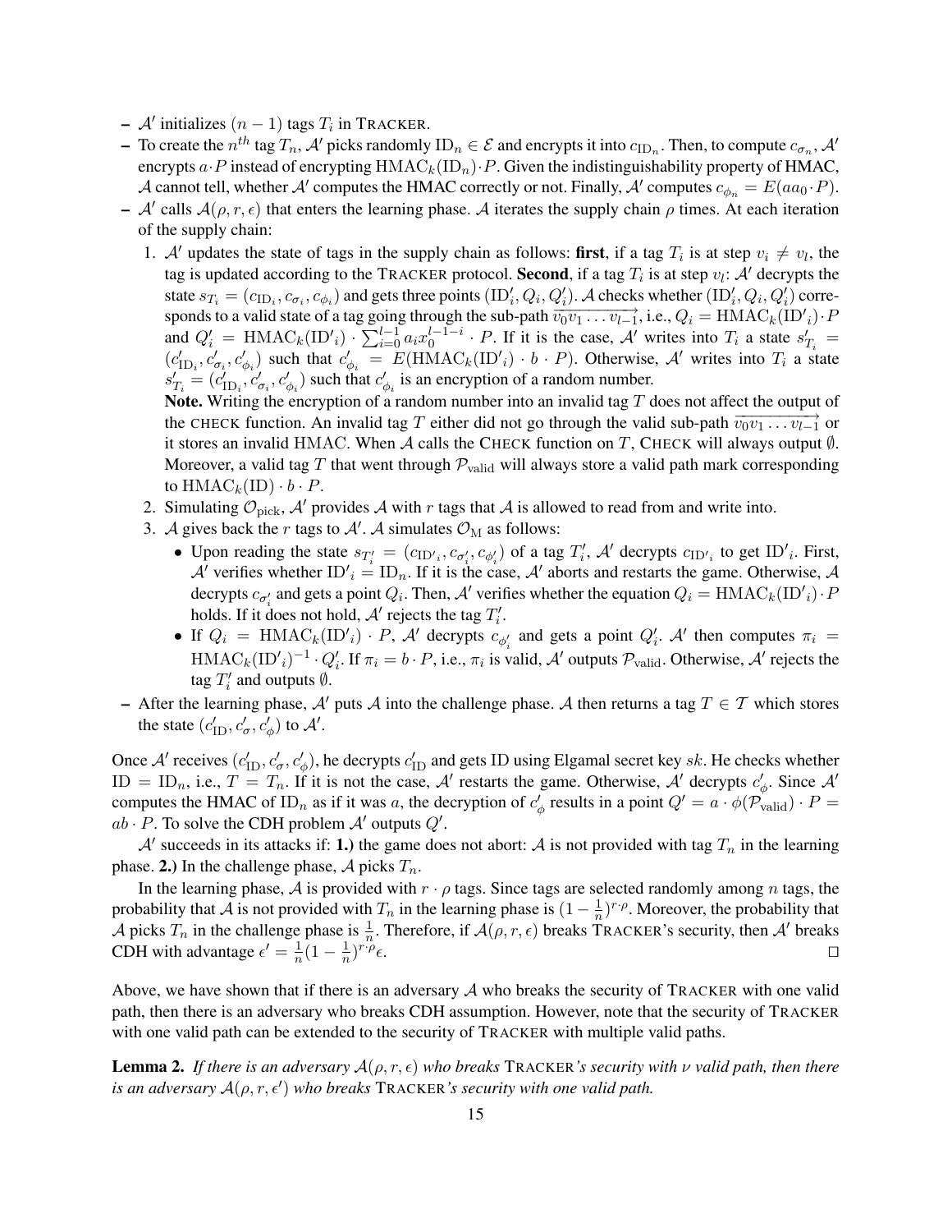- $\mathcal{A}'$ initializes $(n-1)$ tags $T_i$ in TRACKER.
- To create the $n^{th}$ tag $T_n$, $\mathcal{A}'$ picks randomly $\text{ID}_n \in \mathcal{E}$ and encrypts it into $c_{\text{ID}_n}$. Then, to compute $c_{\sigma_n}$, $\mathcal{A}'$ encrypts $a \cdot P$ instead of encrypting $\text{HMAC}_k(\text{ID}_n) \cdot P$. Given the indistinguishability property of HMAC, $\mathcal{A}$ cannot tell, whether $\mathcal{A}'$ computes the HMAC correctly or not. Finally, $\mathcal{A}'$ computes $c_{\phi_n} = E(aa_0 \cdot P)$.
- $\mathcal{A}'$ calls $\mathcal{A}(\rho, r, \epsilon)$ that enters the learning phase. $\mathcal{A}$ iterates the supply chain $\rho$ times. At each iteration of the supply chain:
  1. $\mathcal{A}'$ updates the state of tags in the supply chain as follows: **first**, if a tag $T_i$ is at step $v_i \neq v_l$, the tag is updated according to the TRACKER protocol. **Second**, if a tag $T_i$ is at step $v_l$: $\mathcal{A}'$ decrypts the state $s_{T_i} = (c_{\text{ID}_i}, c_{\sigma_i}, c_{\phi_i})$ and gets three points $(\text{ID}'_i, Q_i, Q'_i)$. $\mathcal{A}$ checks whether $(\text{ID}'_i, Q_i, Q'_i)$ corresponds to a valid state of a tag going through the sub-path $\overrightarrow{v_0 v_1 \dots v_{l-1}}$, i.e., $Q_i = \text{HMAC}_k(\text{ID}'_i) \cdot P$ and $Q'_i = \text{HMAC}_k(\text{ID}'_i) \cdot \sum_{i=0}^{l-1} a_i x_0^{l-1-i} \cdot P$. If it is the case, $\mathcal{A}'$ writes into $T_i$ a state $s'_{T_i} = (c'_{\text{ID}_i}, c'_{\sigma_i}, c'_{\phi_i})$ such that $c'_{\phi_i} = E(\text{HMAC}_k(\text{ID}'_i) \cdot b \cdot P)$. Otherwise, $\mathcal{A}'$ writes into $T_i$ a state $s'_{T_i} = (c'_{\text{ID}_i}, c'_{\sigma_i}, c'_{\phi_i})$ such that $c'_{\phi_i}$ is an encryption of a random number.
     **Note.** Writing the encryption of a random number into an invalid tag $T$ does not affect the output of the CHECK function. An invalid tag $T$ either did not go through the valid sub-path $\overrightarrow{v_0 v_1 \dots v_{l-1}}$ or it stores an invalid HMAC. When $\mathcal{A}$ calls the CHECK function on $T$, CHECK will always output $\emptyset$. Moreover, a valid tag $T$ that went through $\mathcal{P}_{\text{valid}}$ will always store a valid path mark corresponding to $\text{HMAC}_k(\text{ID}) \cdot b \cdot P$.
  2. Simulating $\mathcal{O}_{\text{pick}}$, $\mathcal{A}'$ provides $\mathcal{A}$ with $r$ tags that $\mathcal{A}$ is allowed to read from and write into.
  3. $\mathcal{A}$ gives back the $r$ tags to $\mathcal{A}'$. $\mathcal{A}$ simulates $\mathcal{O}_{\text{M}}$ as follows:
     - Upon reading the state $s_{T'_i} = (c_{\text{ID}'_i}, c_{\sigma'_i}, c_{\phi'_i})$ of a tag $T'_i$, $\mathcal{A}'$ decrypts $c_{\text{ID}'_i}$ to get $\text{ID}'_i$. First, $\mathcal{A}'$ verifies whether $\text{ID}'_i = \text{ID}_n$. If it is the case, $\mathcal{A}'$ aborts and restarts the game. Otherwise, $\mathcal{A}$ decrypts $c_{\sigma'_i}$ and gets a point $Q_i$. Then, $\mathcal{A}'$ verifies whether the equation $Q_i = \text{HMAC}_k(\text{ID}'_i) \cdot P$ holds. If it does not hold, $\mathcal{A}'$ rejects the tag $T'_i$.
     - If $Q_i = \text{HMAC}_k(\text{ID}'_i) \cdot P$, $\mathcal{A}'$ decrypts $c_{\phi'_i}$ and gets a point $Q'_i$. $\mathcal{A}'$ then computes $\pi_i = \text{HMAC}_k(\text{ID}'_i)^{-1} \cdot Q'_i$. If $\pi_i = b \cdot P$, i.e., $\pi_i$ is valid, $\mathcal{A}'$ outputs $\mathcal{P}_{\text{valid}}$. Otherwise, $\mathcal{A}'$ rejects the tag $T'_i$ and outputs $\emptyset$.
- After the learning phase, $\mathcal{A}'$ puts $\mathcal{A}$ into the challenge phase. $\mathcal{A}$ then returns a tag $T \in \mathcal{T}$ which stores the state $(c'_{\text{ID}}, c'_{\sigma}, c'_{\phi})$ to $\mathcal{A}'$.

Once $\mathcal{A}'$ receives $(c'_{\text{ID}}, c'_{\sigma}, c'_{\phi})$, he decrypts $c'_{\text{ID}}$ and gets ID using Elgamal secret key $sk$. He checks whether $\text{ID} = \text{ID}_n$, i.e., $T = T_n$. If it is not the case, $\mathcal{A}'$ restarts the game. Otherwise, $\mathcal{A}'$ decrypts $c'_{\phi}$. Since $\mathcal{A}'$ computes the HMAC of $\text{ID}_n$ as if it was $a$, the decryption of $c'_{\phi}$ results in a point $Q' = a \cdot \phi(\mathcal{P}_{\text{valid}}) \cdot P = ab \cdot P$. To solve the CDH problem $\mathcal{A}'$ outputs $Q'$.

$\mathcal{A}'$ succeeds in its attacks if: **1.)** the game does not abort: $\mathcal{A}$ is not provided with tag $T_n$ in the learning phase. **2.)** In the challenge phase, $\mathcal{A}$ picks $T_n$.

In the learning phase, $\mathcal{A}$ is provided with $r \cdot \rho$ tags. Since tags are selected randomly among $n$ tags, the probability that $\mathcal{A}$ is not provided with $T_n$ in the learning phase is $(1 - \frac{1}{n})^{r \cdot \rho}$. Moreover, the probability that $\mathcal{A}$ picks $T_n$ in the challenge phase is $\frac{1}{n}$. Therefore, if $\mathcal{A}(\rho, r, \epsilon)$ breaks TRACKER's security, then $\mathcal{A}'$ breaks CDH with advantage $\epsilon' = \frac{1}{n}(1 - \frac{1}{n})^{r \cdot \rho} \epsilon$. □

Above, we have shown that if there is an adversary $\mathcal{A}$ who breaks the security of TRACKER with one valid path, then there is an adversary who breaks CDH assumption. However, note that the security of TRACKER with one valid path can be extended to the security of TRACKER with multiple valid paths.

**Lemma 2.** *If there is an adversary $\mathcal{A}(\rho, r, \epsilon)$ who breaks* TRACKER*'s security with $\nu$ valid path, then there is an adversary $\mathcal{A}(\rho, r, \epsilon')$ who breaks* TRACKER*'s security with one valid path.*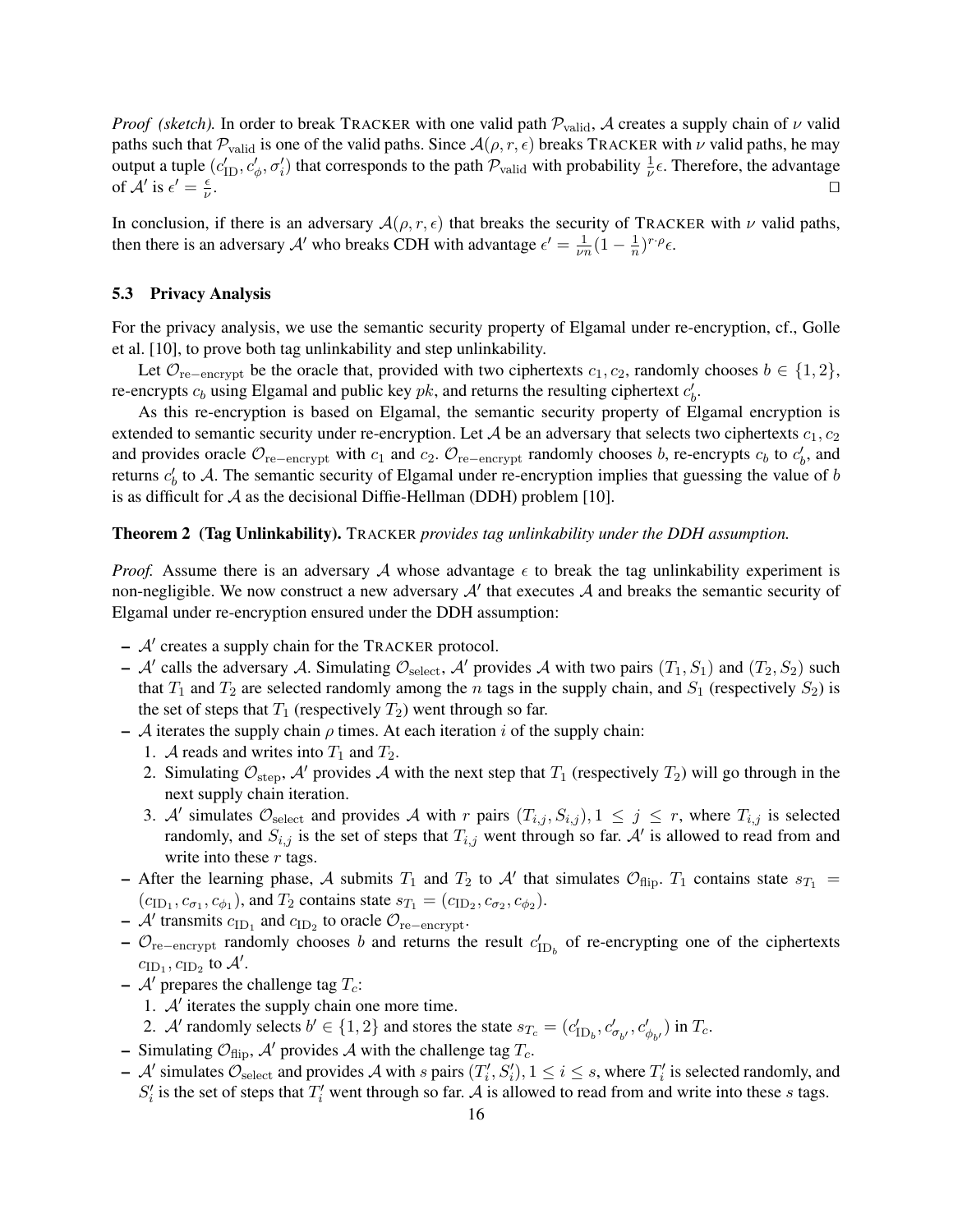*Proof (sketch).* In order to break TRACKER with one valid path $\mathcal{P}_{\text{valid}}$, $\mathcal{A}$ creates a supply chain of $\nu$ valid paths such that $\mathcal{P}_{\text{valid}}$ is one of the valid paths. Since $\mathcal{A}(\rho, r, \epsilon)$ breaks TRACKER with $\nu$ valid paths, he may output a tuple $(c'_{\text{ID}}, c'_{\phi}, \sigma'_i)$ that corresponds to the path $\mathcal{P}_{\text{valid}}$ with probability $\frac{1}{\nu}\epsilon$. Therefore, the advantage of $\mathcal{A}'$ is $\epsilon' = \frac{\epsilon}{\nu}$. □

In conclusion, if there is an adversary $\mathcal{A}(\rho, r, \epsilon)$ that breaks the security of TRACKER with $\nu$ valid paths, then there is an adversary $\mathcal{A}'$ who breaks CDH with advantage $\epsilon' = \frac{1}{\nu n}(1 - \frac{1}{n})^{r \cdot \rho}\epsilon$.

### 5.3 Privacy Analysis

For the privacy analysis, we use the semantic security property of Elgamal under re-encryption, cf., Golle et al. [10], to prove both tag unlinkability and step unlinkability.

Let $\mathcal{O}_{\text{re-encrypt}}$ be the oracle that, provided with two ciphertexts $c_1, c_2$, randomly chooses $b \in \{1, 2\}$, re-encrypts $c_b$ using Elgamal and public key $pk$, and returns the resulting ciphertext $c'_b$.

As this re-encryption is based on Elgamal, the semantic security property of Elgamal encryption is extended to semantic security under re-encryption. Let $\mathcal{A}$ be an adversary that selects two ciphertexts $c_1, c_2$ and provides oracle $\mathcal{O}_{\text{re-encrypt}}$ with $c_1$ and $c_2$. $\mathcal{O}_{\text{re-encrypt}}$ randomly chooses $b$, re-encrypts $c_b$ to $c'_b$, and returns $c'_b$ to $\mathcal{A}$. The semantic security of Elgamal under re-encryption implies that guessing the value of $b$ is as difficult for $\mathcal{A}$ as the decisional Diffie-Hellman (DDH) problem [10].

**Theorem 2 (Tag Unlinkability).** *TRACKER provides tag unlinkability under the DDH assumption.*

*Proof.* Assume there is an adversary $\mathcal{A}$ whose advantage $\epsilon$ to break the tag unlinkability experiment is non-negligible. We now construct a new adversary $\mathcal{A}'$ that executes $\mathcal{A}$ and breaks the semantic security of Elgamal under re-encryption ensured under the DDH assumption:

- $\mathcal{A}'$ creates a supply chain for the TRACKER protocol.
- $\mathcal{A}'$ calls the adversary $\mathcal{A}$. Simulating $\mathcal{O}_{\text{select}}$, $\mathcal{A}'$ provides $\mathcal{A}$ with two pairs $(T_1, S_1)$ and $(T_2, S_2)$ such that $T_1$ and $T_2$ are selected randomly among the $n$ tags in the supply chain, and $S_1$ (respectively $S_2$) is the set of steps that $T_1$ (respectively $T_2$) went through so far.
- $\mathcal{A}$ iterates the supply chain $\rho$ times. At each iteration $i$ of the supply chain:
  1. $\mathcal{A}$ reads and writes into $T_1$ and $T_2$.
  2. Simulating $\mathcal{O}_{\text{step}}$, $\mathcal{A}'$ provides $\mathcal{A}$ with the next step that $T_1$ (respectively $T_2$) will go through in the next supply chain iteration.
  3. $\mathcal{A}'$ simulates $\mathcal{O}_{\text{select}}$ and provides $\mathcal{A}$ with $r$ pairs $(T_{i,j}, S_{i,j}), 1 \leq j \leq r$, where $T_{i,j}$ is selected randomly, and $S_{i,j}$ is the set of steps that $T_{i,j}$ went through so far. $\mathcal{A}'$ is allowed to read from and write into these $r$ tags.
- After the learning phase, $\mathcal{A}$ submits $T_1$ and $T_2$ to $\mathcal{A}'$ that simulates $\mathcal{O}_{\text{flip}}$. $T_1$ contains state $s_{T_1} = (c_{\text{ID}_1}, c_{\sigma_1}, c_{\phi_1})$, and $T_2$ contains state $s_{T_1} = (c_{\text{ID}_2}, c_{\sigma_2}, c_{\phi_2})$.
- $\mathcal{A}'$ transmits $c_{\text{ID}_1}$ and $c_{\text{ID}_2}$ to oracle $\mathcal{O}_{\text{re-encrypt}}$.
- $\mathcal{O}_{\text{re-encrypt}}$ randomly chooses $b$ and returns the result $c'_{\text{ID}_b}$ of re-encrypting one of the ciphertexts $c_{\text{ID}_1}, c_{\text{ID}_2}$ to $\mathcal{A}'$.
- $\mathcal{A}'$ prepares the challenge tag $T_c$:
  1. $\mathcal{A}'$ iterates the supply chain one more time.
  2. $\mathcal{A}'$ randomly selects $b' \in \{1, 2\}$ and stores the state $s_{T_c} = (c'_{\text{ID}_b}, c'_{\sigma_{b'}}, c'_{\phi_{b'}})$ in $T_c$.
- Simulating $\mathcal{O}_{\text{flip}}$, $\mathcal{A}'$ provides $\mathcal{A}$ with the challenge tag $T_c$.
- $\mathcal{A}'$ simulates $\mathcal{O}_{\text{select}}$ and provides $\mathcal{A}$ with $s$ pairs $(T'_i, S'_i), 1 \leq i \leq s$, where $T'_i$ is selected randomly, and $S'_i$ is the set of steps that $T'_i$ went through so far. $\mathcal{A}$ is allowed to read from and write into these $s$ tags.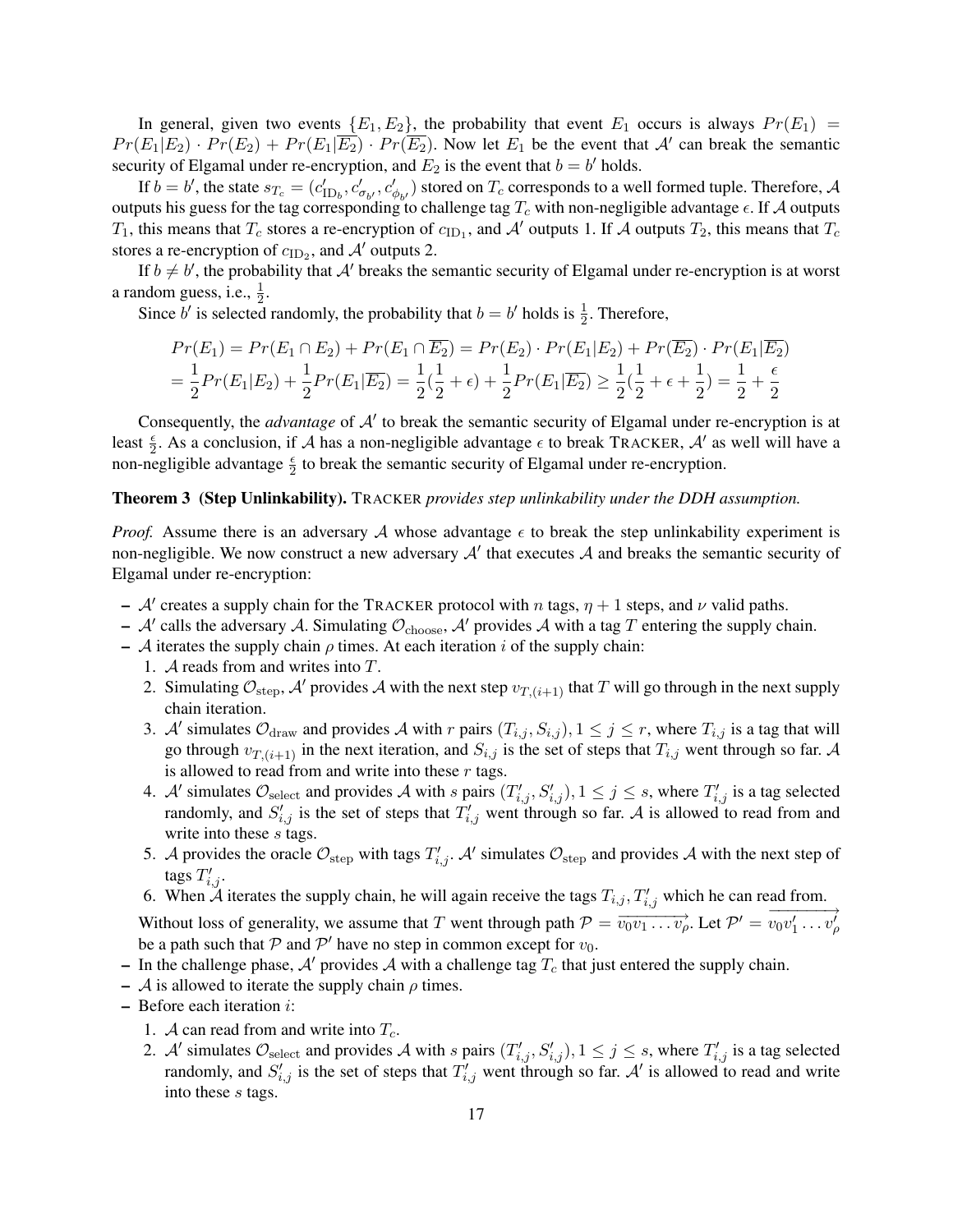In general, given two events $\{E_1, E_2\}$, the probability that event $E_1$ occurs is always $Pr(E_1) = Pr(E_1|E_2) \cdot Pr(E_2) + Pr(E_1|\overline{E_2}) \cdot Pr(\overline{E_2})$. Now let $E_1$ be the event that $\mathcal{A}'$ can break the semantic security of Elgamal under re-encryption, and $E_2$ is the event that $b = b'$ holds.

If $b = b'$, the state $s_{T_c} = (c'_{\mathrm{ID}_b}, c'_{\sigma_{b'}}, c'_{\phi_{b'}})$ stored on $T_c$ corresponds to a well formed tuple. Therefore, $\mathcal{A}$ outputs his guess for the tag corresponding to challenge tag $T_c$ with non-negligible advantage $\epsilon$. If $\mathcal{A}$ outputs $T_1$, this means that $T_c$ stores a re-encryption of $c_{\mathrm{ID}_1}$, and $\mathcal{A}'$ outputs 1. If $\mathcal{A}$ outputs $T_2$, this means that $T_c$ stores a re-encryption of $c_{\mathrm{ID}_2}$, and $\mathcal{A}'$ outputs 2.

If $b \neq b'$, the probability that $\mathcal{A}'$ breaks the semantic security of Elgamal under re-encryption is at worst a random guess, i.e., $\frac{1}{2}$.

Since $b'$ is selected randomly, the probability that $b = b'$ holds is $\frac{1}{2}$. Therefore,

$$
\begin{aligned}
Pr(E_1) &= Pr(E_1 \cap E_2) + Pr(E_1 \cap \overline{E_2}) = Pr(E_2) \cdot Pr(E_1|E_2) + Pr(\overline{E_2}) \cdot Pr(E_1|\overline{E_2}) \\
&= \frac{1}{2} Pr(E_1|E_2) + \frac{1}{2} Pr(E_1|\overline{E_2}) = \frac{1}{2}(\frac{1}{2} + \epsilon) + \frac{1}{2} Pr(E_1|\overline{E_2}) \geq \frac{1}{2}(\frac{1}{2} + \epsilon + \frac{1}{2}) = \frac{1}{2} + \frac{\epsilon}{2}
\end{aligned}
$$

Consequently, the *advantage* of $\mathcal{A}'$ to break the semantic security of Elgamal under re-encryption is at least $\frac{\epsilon}{2}$. As a conclusion, if $\mathcal{A}$ has a non-negligible advantage $\epsilon$ to break TRACKER, $\mathcal{A}'$ as well will have a non-negligible advantage $\frac{\epsilon}{2}$ to break the semantic security of Elgamal under re-encryption.

**Theorem 3 (Step Unlinkability).** *TRACKER provides step unlinkability under the DDH assumption.*

*Proof.* Assume there is an adversary $\mathcal{A}$ whose advantage $\epsilon$ to break the step unlinkability experiment is non-negligible. We now construct a new adversary $\mathcal{A}'$ that executes $\mathcal{A}$ and breaks the semantic security of Elgamal under re-encryption:

- $\mathcal{A}'$ creates a supply chain for the TRACKER protocol with $n$ tags, $\eta + 1$ steps, and $\nu$ valid paths.
- $\mathcal{A}'$ calls the adversary $\mathcal{A}$. Simulating $\mathcal{O}_{\mathrm{choose}}$, $\mathcal{A}'$ provides $\mathcal{A}$ with a tag $T$ entering the supply chain.
- $\mathcal{A}$ iterates the supply chain $\rho$ times. At each iteration $i$ of the supply chain:
  1. $\mathcal{A}$ reads from and writes into $T$.
  2. Simulating $\mathcal{O}_{\mathrm{step}}$, $\mathcal{A}'$ provides $\mathcal{A}$ with the next step $v_{T,(i+1)}$ that $T$ will go through in the next supply chain iteration.
  3. $\mathcal{A}'$ simulates $\mathcal{O}_{\mathrm{draw}}$ and provides $\mathcal{A}$ with $r$ pairs $(T_{i,j}, S_{i,j}), 1 \leq j \leq r$, where $T_{i,j}$ is a tag that will go through $v_{T,(i+1)}$ in the next iteration, and $S_{i,j}$ is the set of steps that $T_{i,j}$ went through so far. $\mathcal{A}$ is allowed to read from and write into these $r$ tags.
  4. $\mathcal{A}'$ simulates $\mathcal{O}_{\mathrm{select}}$ and provides $\mathcal{A}$ with $s$ pairs $(T'_{i,j}, S'_{i,j}), 1 \leq j \leq s$, where $T'_{i,j}$ is a tag selected randomly, and $S'_{i,j}$ is the set of steps that $T'_{i,j}$ went through so far. $\mathcal{A}$ is allowed to read from and write into these $s$ tags.
  5. $\mathcal{A}$ provides the oracle $\mathcal{O}_{\mathrm{step}}$ with tags $T'_{i,j}$. $\mathcal{A}'$ simulates $\mathcal{O}_{\mathrm{step}}$ and provides $\mathcal{A}$ with the next step of tags $T'_{i,j}$.
  6. When $\mathcal{A}$ iterates the supply chain, he will again receive the tags $T_{i,j}, T'_{i,j}$ which he can read from.

  Without loss of generality, we assume that $T$ went through path $\mathcal{P} = \overrightarrow{v_0 v_1 \ldots v_\rho}$. Let $\mathcal{P}' = \overrightarrow{v_0 v'_1 \ldots v'_\rho}$ be a path such that $\mathcal{P}$ and $\mathcal{P}'$ have no step in common except for $v_0$.
- In the challenge phase, $\mathcal{A}'$ provides $\mathcal{A}$ with a challenge tag $T_c$ that just entered the supply chain.
- $\mathcal{A}$ is allowed to iterate the supply chain $\rho$ times.
- Before each iteration $i$:
  1. $\mathcal{A}$ can read from and write into $T_c$.
  2. $\mathcal{A}'$ simulates $\mathcal{O}_{\mathrm{select}}$ and provides $\mathcal{A}$ with $s$ pairs $(T'_{i,j}, S'_{i,j}), 1 \leq j \leq s$, where $T'_{i,j}$ is a tag selected randomly, and $S'_{i,j}$ is the set of steps that $T'_{i,j}$ went through so far. $\mathcal{A}'$ is allowed to read and write into these $s$ tags.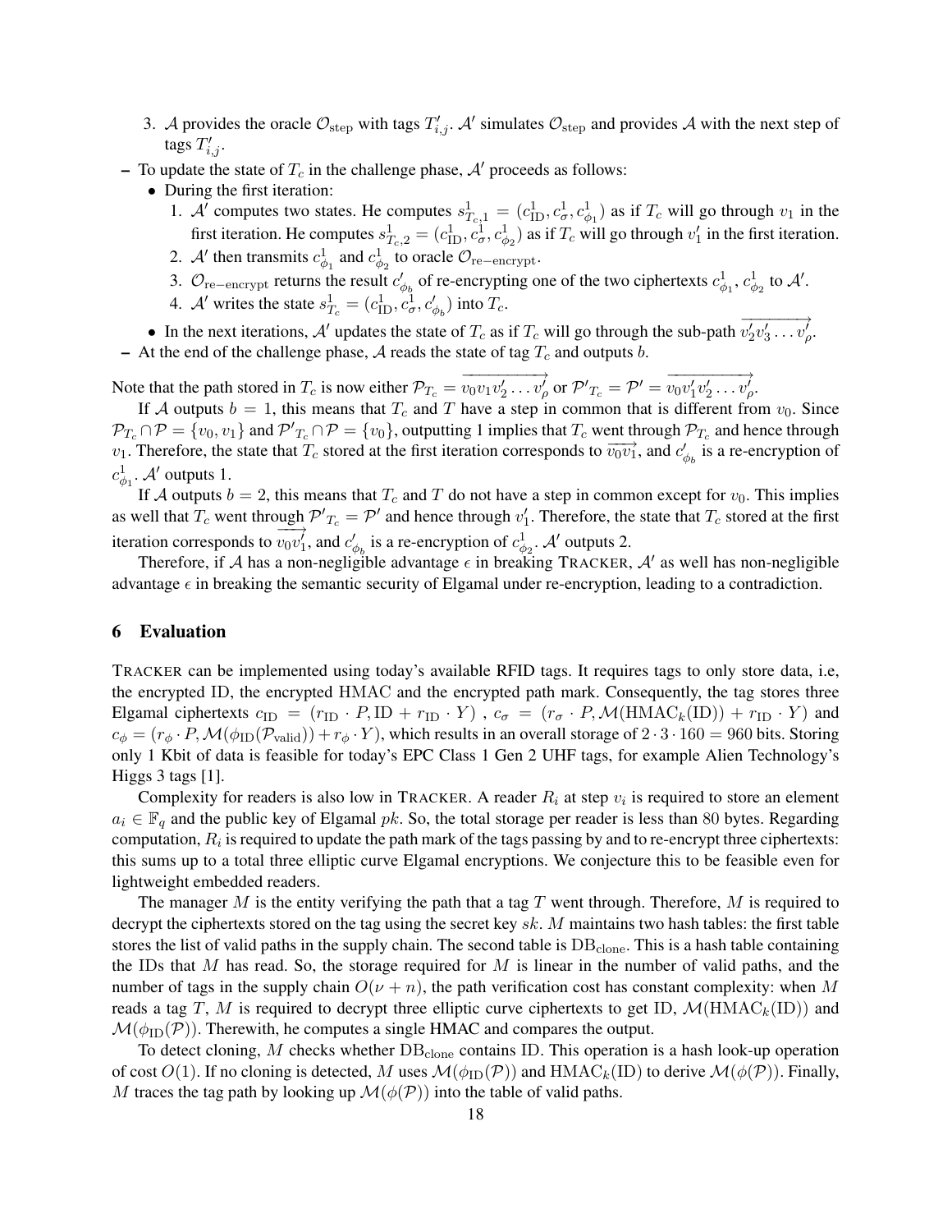3. $\mathcal{A}$ provides the oracle $\mathcal{O}_{\text{step}}$ with tags $T'_{i,j}$. $\mathcal{A}'$ simulates $\mathcal{O}_{\text{step}}$ and provides $\mathcal{A}$ with the next step of tags $T'_{i,j}$.

– To update the state of $T_c$ in the challenge phase, $\mathcal{A}'$ proceeds as follows:
  - During the first iteration:
    1. $\mathcal{A}'$ computes two states. He computes $s^1_{T_c,1} = (c^1_{\text{ID}}, c^1_\sigma, c^1_{\phi_1})$ as if $T_c$ will go through $v_1$ in the first iteration. He computes $s^1_{T_c,2} = (c^1_{\text{ID}}, c^1_\sigma, c^1_{\phi_2})$ as if $T_c$ will go through $v'_1$ in the first iteration.
    2. $\mathcal{A}'$ then transmits $c^1_{\phi_1}$ and $c^1_{\phi_2}$ to oracle $\mathcal{O}_{\text{re-encrypt}}$.
    3. $\mathcal{O}_{\text{re-encrypt}}$ returns the result $c'_{\phi_b}$ of re-encrypting one of the two ciphertexts $c^1_{\phi_1}$, $c^1_{\phi_2}$ to $\mathcal{A}'$.
    4. $\mathcal{A}'$ writes the state $s^1_{T_c} = (c^1_{\text{ID}}, c^1_\sigma, c'_{\phi_b})$ into $T_c$.
  - In the next iterations, $\mathcal{A}'$ updates the state of $T_c$ as if $T_c$ will go through the sub-path $\overrightarrow{v'_2 v'_3 \ldots v'_\rho}$.

– At the end of the challenge phase, $\mathcal{A}$ reads the state of tag $T_c$ and outputs $b$.

Note that the path stored in $T_c$ is now either $\mathcal{P}_{T_c} = \overrightarrow{v_0 v_1 v'_2 \ldots v'_\rho}$ or $\mathcal{P'}_{T_c} = \mathcal{P}' = \overrightarrow{v_0 v'_1 v'_2 \ldots v'_\rho}$.

If $\mathcal{A}$ outputs $b = 1$, this means that $T_c$ and $T$ have a step in common that is different from $v_0$. Since $\mathcal{P}_{T_c} \cap \mathcal{P} = \{v_0, v_1\}$ and $\mathcal{P'}_{T_c} \cap \mathcal{P} = \{v_0\}$, outputting 1 implies that $T_c$ went through $\mathcal{P}_{T_c}$ and hence through $v_1$. Therefore, the state that $T_c$ stored at the first iteration corresponds to $\overrightarrow{v_0 v_1}$, and $c'_{\phi_b}$ is a re-encryption of $c^1_{\phi_1}$. $\mathcal{A}'$ outputs 1.

If $\mathcal{A}$ outputs $b = 2$, this means that $T_c$ and $T$ do not have a step in common except for $v_0$. This implies as well that $T_c$ went through $\mathcal{P'}_{T_c} = \mathcal{P}'$ and hence through $v'_1$. Therefore, the state that $T_c$ stored at the first iteration corresponds to $\overrightarrow{v_0 v'_1}$, and $c'_{\phi_b}$ is a re-encryption of $c^1_{\phi_2}$. $\mathcal{A}'$ outputs 2.

Therefore, if $\mathcal{A}$ has a non-negligible advantage $\epsilon$ in breaking TRACKER, $\mathcal{A}'$ as well has non-negligible advantage $\epsilon$ in breaking the semantic security of Elgamal under re-encryption, leading to a contradiction.

## 6 Evaluation

TRACKER can be implemented using today's available RFID tags. It requires tags to only store data, i.e, the encrypted ID, the encrypted HMAC and the encrypted path mark. Consequently, the tag stores three Elgamal ciphertexts $c_{\text{ID}} = (r_{\text{ID}} \cdot P, \text{ID} + r_{\text{ID}} \cdot Y)$ , $c_\sigma = (r_\sigma \cdot P, \mathcal{M}(\text{HMAC}_k(\text{ID})) + r_{\text{ID}} \cdot Y)$ and $c_\phi = (r_\phi \cdot P, \mathcal{M}(\phi_{\text{ID}}(\mathcal{P}_{\text{valid}})) + r_\phi \cdot Y)$, which results in an overall storage of $2 \cdot 3 \cdot 160 = 960$ bits. Storing only 1 Kbit of data is feasible for today's EPC Class 1 Gen 2 UHF tags, for example Alien Technology's Higgs 3 tags [1].

Complexity for readers is also low in TRACKER. A reader $R_i$ at step $v_i$ is required to store an element $a_i \in \mathbb{F}_q$ and the public key of Elgamal $pk$. So, the total storage per reader is less than 80 bytes. Regarding computation, $R_i$ is required to update the path mark of the tags passing by and to re-encrypt three ciphertexts: this sums up to a total three elliptic curve Elgamal encryptions. We conjecture this to be feasible even for lightweight embedded readers.

The manager $M$ is the entity verifying the path that a tag $T$ went through. Therefore, $M$ is required to decrypt the ciphertexts stored on the tag using the secret key $sk$. $M$ maintains two hash tables: the first table stores the list of valid paths in the supply chain. The second table is $\text{DB}_{\text{clone}}$. This is a hash table containing the IDs that $M$ has read. So, the storage required for $M$ is linear in the number of valid paths, and the number of tags in the supply chain $O(\nu + n)$, the path verification cost has constant complexity: when $M$ reads a tag $T$, $M$ is required to decrypt three elliptic curve ciphertexts to get ID, $\mathcal{M}(\text{HMAC}_k(\text{ID}))$ and $\mathcal{M}(\phi_{\text{ID}}(\mathcal{P}))$. Therewith, he computes a single HMAC and compares the output.

To detect cloning, $M$ checks whether $\text{DB}_{\text{clone}}$ contains ID. This operation is a hash look-up operation of cost $O(1)$. If no cloning is detected, $M$ uses $\mathcal{M}(\phi_{\text{ID}}(\mathcal{P}))$ and $\text{HMAC}_k(\text{ID})$ to derive $\mathcal{M}(\phi(\mathcal{P}))$. Finally, $M$ traces the tag path by looking up $\mathcal{M}(\phi(\mathcal{P}))$ into the table of valid paths.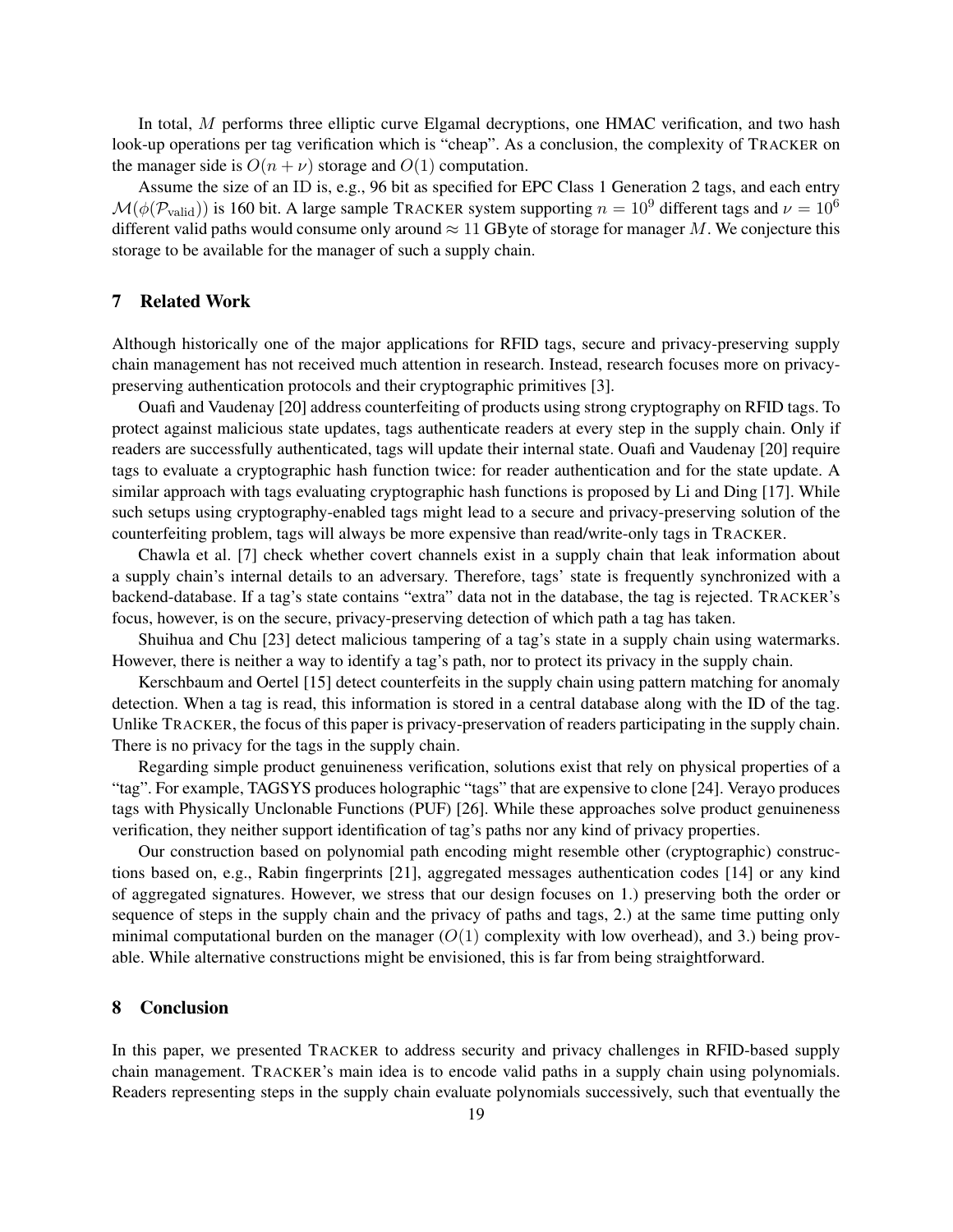In total, $M$ performs three elliptic curve Elgamal decryptions, one HMAC verification, and two hash look-up operations per tag verification which is "cheap". As a conclusion, the complexity of TRACKER on the manager side is $O(n + \nu)$ storage and $O(1)$ computation.

Assume the size of an ID is, e.g., 96 bit as specified for EPC Class 1 Generation 2 tags, and each entry $\mathcal{M}(\phi(\mathcal{P}_{\text{valid}}))$ is 160 bit. A large sample TRACKER system supporting $n = 10^9$ different tags and $\nu = 10^6$ different valid paths would consume only around $\approx 11$ GByte of storage for manager $M$. We conjecture this storage to be available for the manager of such a supply chain.

## 7 Related Work

Although historically one of the major applications for RFID tags, secure and privacy-preserving supply chain management has not received much attention in research. Instead, research focuses more on privacy-preserving authentication protocols and their cryptographic primitives [3].

Ouafi and Vaudenay [20] address counterfeiting of products using strong cryptography on RFID tags. To protect against malicious state updates, tags authenticate readers at every step in the supply chain. Only if readers are successfully authenticated, tags will update their internal state. Ouafi and Vaudenay [20] require tags to evaluate a cryptographic hash function twice: for reader authentication and for the state update. A similar approach with tags evaluating cryptographic hash functions is proposed by Li and Ding [17]. While such setups using cryptography-enabled tags might lead to a secure and privacy-preserving solution of the counterfeiting problem, tags will always be more expensive than read/write-only tags in TRACKER.

Chawla et al. [7] check whether covert channels exist in a supply chain that leak information about a supply chain's internal details to an adversary. Therefore, tags' state is frequently synchronized with a backend-database. If a tag's state contains "extra" data not in the database, the tag is rejected. TRACKER's focus, however, is on the secure, privacy-preserving detection of which path a tag has taken.

Shuihua and Chu [23] detect malicious tampering of a tag's state in a supply chain using watermarks. However, there is neither a way to identify a tag's path, nor to protect its privacy in the supply chain.

Kerschbaum and Oertel [15] detect counterfeits in the supply chain using pattern matching for anomaly detection. When a tag is read, this information is stored in a central database along with the ID of the tag. Unlike TRACKER, the focus of this paper is privacy-preservation of readers participating in the supply chain. There is no privacy for the tags in the supply chain.

Regarding simple product genuineness verification, solutions exist that rely on physical properties of a "tag". For example, TAGSYS produces holographic "tags" that are expensive to clone [24]. Verayo produces tags with Physically Unclonable Functions (PUF) [26]. While these approaches solve product genuineness verification, they neither support identification of tag's paths nor any kind of privacy properties.

Our construction based on polynomial path encoding might resemble other (cryptographic) constructions based on, e.g., Rabin fingerprints [21], aggregated messages authentication codes [14] or any kind of aggregated signatures. However, we stress that our design focuses on 1.) preserving both the order or sequence of steps in the supply chain and the privacy of paths and tags, 2.) at the same time putting only minimal computational burden on the manager ($O(1)$ complexity with low overhead), and 3.) being provable. While alternative constructions might be envisioned, this is far from being straightforward.

## 8 Conclusion

In this paper, we presented TRACKER to address security and privacy challenges in RFID-based supply chain management. TRACKER's main idea is to encode valid paths in a supply chain using polynomials. Readers representing steps in the supply chain evaluate polynomials successively, such that eventually the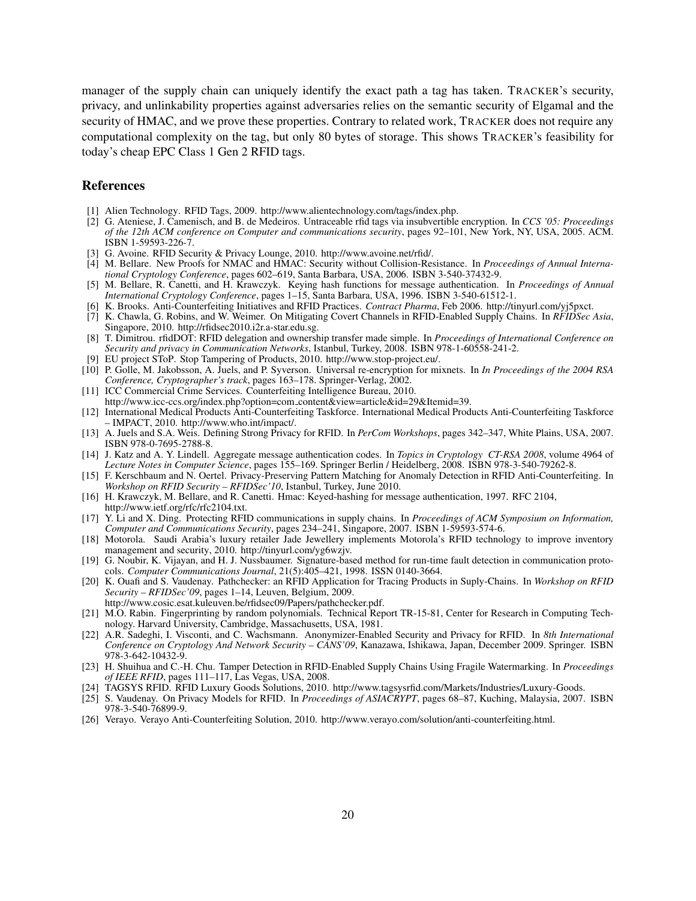manager of the supply chain can uniquely identify the exact path a tag has taken. TRACKER's security, privacy, and unlinkability properties against adversaries relies on the semantic security of Elgamal and the security of HMAC, and we prove these properties. Contrary to related work, TRACKER does not require any computational complexity on the tag, but only 80 bytes of storage. This shows TRACKER's feasibility for today's cheap EPC Class 1 Gen 2 RFID tags.

## References

[1] Alien Technology. RFID Tags, 2009. http://www.alientechnology.com/tags/index.php.

[2] G. Ateniese, J. Camenisch, and B. de Medeiros. Untraceable rfid tags via insubvertible encryption. In *CCS '05: Proceedings of the 12th ACM conference on Computer and communications security*, pages 92–101, New York, NY, USA, 2005. ACM. ISBN 1-59593-226-7.

[3] G. Avoine. RFID Security & Privacy Lounge, 2010. http://www.avoine.net/rfid/.

[4] M. Bellare. New Proofs for NMAC and HMAC: Security without Collision-Resistance. In *Proceedings of Annual International Cryptology Conference*, pages 602–619, Santa Barbara, USA, 2006. ISBN 3-540-37432-9.

[5] M. Bellare, R. Canetti, and H. Krawczyk. Keying hash functions for message authentication. In *Proceedings of Annual International Cryptology Conference*, pages 1–15, Santa Barbara, USA, 1996. ISBN 3-540-61512-1.

[6] K. Brooks. Anti-Counterfeiting Initiatives and RFID Practices. *Contract Pharma*, Feb 2006. http://tinyurl.com/yj5pxct.

[7] K. Chawla, G. Robins, and W. Weimer. On Mitigating Covert Channels in RFID-Enabled Supply Chains. In *RFIDSec Asia*, Singapore, 2010. http://rfidsec2010.i2r.a-star.edu.sg.

[8] T. Dimitrou. rfidDOT: RFID delegation and ownership transfer made simple. In *Proceedings of International Conference on Security and privacy in Communication Networks*, Istanbul, Turkey, 2008. ISBN 978-1-60558-241-2.

[9] EU project SToP. Stop Tampering of Products, 2010. http://www.stop-project.eu/.

[10] P. Golle, M. Jakobsson, A. Juels, and P. Syverson. Universal re-encryption for mixnets. In *In Proceedings of the 2004 RSA Conference, Cryptographer's track*, pages 163–178. Springer-Verlag, 2002.

[11] ICC Commercial Crime Services. Counterfeiting Intelligence Bureau, 2010. http://www.icc-ccs.org/index.php?option=com_content&view=article&id=29&Itemid=39.

[12] International Medical Products Anti-Counterfeiting Taskforce. International Medical Products Anti-Counterfeiting Taskforce – IMPACT, 2010. http://www.who.int/impact/.

[13] A. Juels and S.A. Weis. Defining Strong Privacy for RFID. In *PerCom Workshops*, pages 342–347, White Plains, USA, 2007. ISBN 978-0-7695-2788-8.

[14] J. Katz and A. Y. Lindell. Aggregate message authentication codes. In *Topics in Cryptology CT-RSA 2008*, volume 4964 of *Lecture Notes in Computer Science*, pages 155–169. Springer Berlin / Heidelberg, 2008. ISBN 978-3-540-79262-8.

[15] F. Kerschbaum and N. Oertel. Privacy-Preserving Pattern Matching for Anomaly Detection in RFID Anti-Counterfeiting. In *Workshop on RFID Security – RFIDSec'10*, Istanbul, Turkey, June 2010.

[16] H. Krawczyk, M. Bellare, and R. Canetti. Hmac: Keyed-hashing for message authentication, 1997. RFC 2104, http://www.ietf.org/rfc/rfc2104.txt.

[17] Y. Li and X. Ding. Protecting RFID communications in supply chains. In *Proceedings of ACM Symposium on Information, Computer and Communications Security*, pages 234–241, Singapore, 2007. ISBN 1-59593-574-6.

[18] Motorola. Saudi Arabia's luxury retailer Jade Jewellery implements Motorola's RFID technology to improve inventory management and security, 2010. http://tinyurl.com/yg6wzjv.

[19] G. Noubir, K. Vijayan, and H. J. Nussbaumer. Signature-based method for run-time fault detection in communication protocols. *Computer Communications Journal*, 21(5):405–421, 1998. ISSN 0140-3664.

[20] K. Ouafi and S. Vaudenay. Pathchecker: an RFID Application for Tracing Products in Suply-Chains. In *Workshop on RFID Security – RFIDSec'09*, pages 1–14, Leuven, Belgium, 2009. http://www.cosic.esat.kuleuven.be/rfidsec09/Papers/pathchecker.pdf.

[21] M.O. Rabin. Fingerprinting by random polynomials. Technical Report TR-15-81, Center for Research in Computing Technology. Harvard University, Cambridge, Massachusetts, USA, 1981.

[22] A.R. Sadeghi, I. Visconti, and C. Wachsmann. Anonymizer-Enabled Security and Privacy for RFID. In *8th International Conference on Cryptology And Network Security – CANS'09*, Kanazawa, Ishikawa, Japan, December 2009. Springer. ISBN 978-3-642-10432-9.

[23] H. Shuihua and C.-H. Chu. Tamper Detection in RFID-Enabled Supply Chains Using Fragile Watermarking. In *Proceedings of IEEE RFID*, pages 111–117, Las Vegas, USA, 2008.

[24] TAGSYS RFID. RFID Luxury Goods Solutions, 2010. http://www.tagsysrfid.com/Markets/Industries/Luxury-Goods.

[25] S. Vaudenay. On Privacy Models for RFID. In *Proceedings of ASIACRYPT*, pages 68–87, Kuching, Malaysia, 2007. ISBN 978-3-540-76899-9.

[26] Verayo. Verayo Anti-Counterfeiting Solution, 2010. http://www.verayo.com/solution/anti-counterfeiting.html.